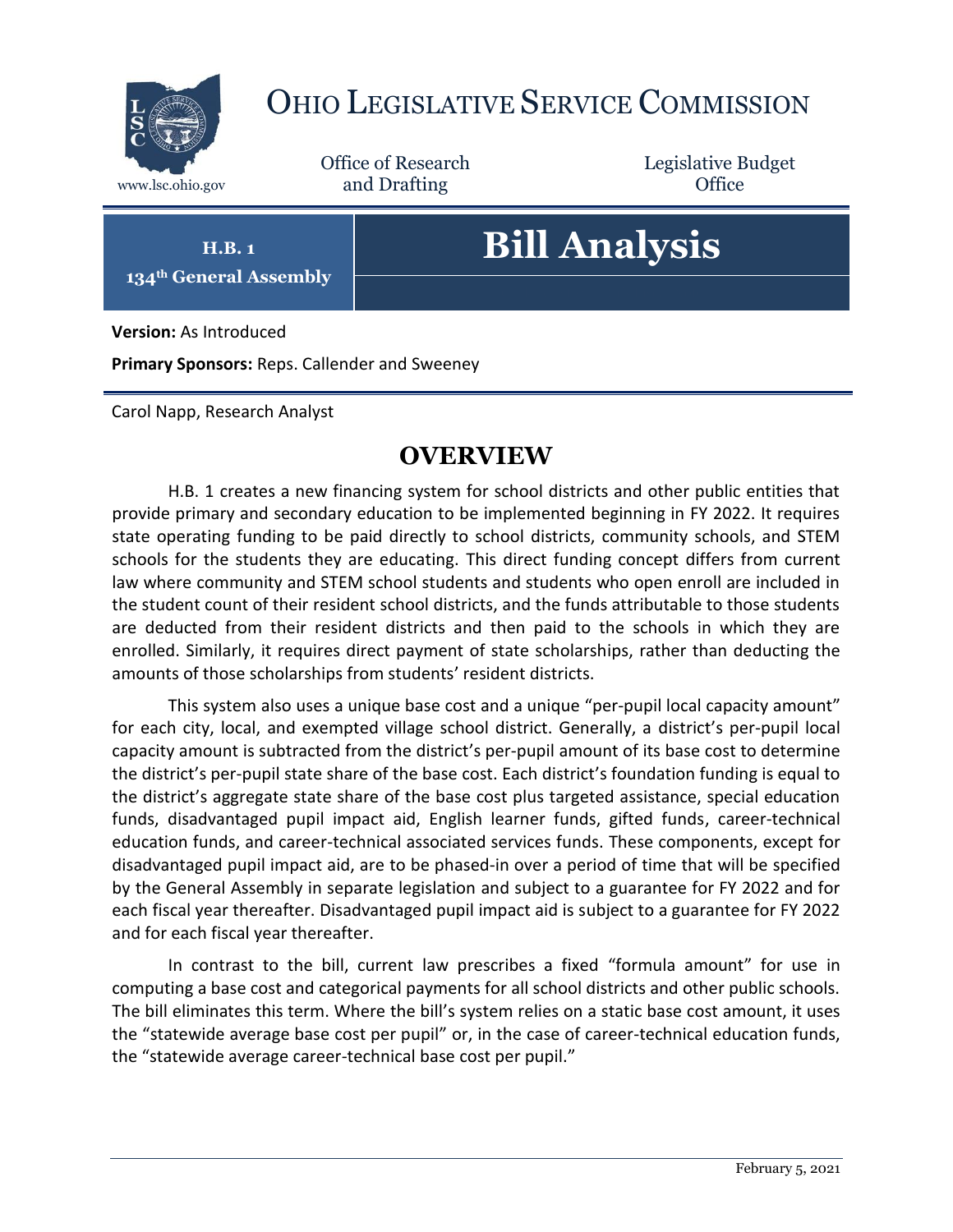# OHIO LEGISLATIVE SERVICE COMMISSION

www.lsc.ohio.gov

Office of Research and Drafting

Legislative Budget Office

**H.B. 1**
**134th General Assembly**

# Bill Analysis

**Version:** As Introduced

**Primary Sponsors:** Reps. Callender and Sweeney

Carol Napp, Research Analyst

## OVERVIEW

H.B. 1 creates a new financing system for school districts and other public entities that provide primary and secondary education to be implemented beginning in FY 2022. It requires state operating funding to be paid directly to school districts, community schools, and STEM schools for the students they are educating. This direct funding concept differs from current law where community and STEM school students and students who open enroll are included in the student count of their resident school districts, and the funds attributable to those students are deducted from their resident districts and then paid to the schools in which they are enrolled. Similarly, it requires direct payment of state scholarships, rather than deducting the amounts of those scholarships from students' resident districts.

This system also uses a unique base cost and a unique "per-pupil local capacity amount" for each city, local, and exempted village school district. Generally, a district's per-pupil local capacity amount is subtracted from the district's per-pupil amount of its base cost to determine the district's per-pupil state share of the base cost. Each district's foundation funding is equal to the district's aggregate state share of the base cost plus targeted assistance, special education funds, disadvantaged pupil impact aid, English learner funds, gifted funds, career-technical education funds, and career-technical associated services funds. These components, except for disadvantaged pupil impact aid, are to be phased-in over a period of time that will be specified by the General Assembly in separate legislation and subject to a guarantee for FY 2022 and for each fiscal year thereafter. Disadvantaged pupil impact aid is subject to a guarantee for FY 2022 and for each fiscal year thereafter.

In contrast to the bill, current law prescribes a fixed "formula amount" for use in computing a base cost and categorical payments for all school districts and other public schools. The bill eliminates this term. Where the bill's system relies on a static base cost amount, it uses the "statewide average base cost per pupil" or, in the case of career-technical education funds, the "statewide average career-technical base cost per pupil."

February 5, 2021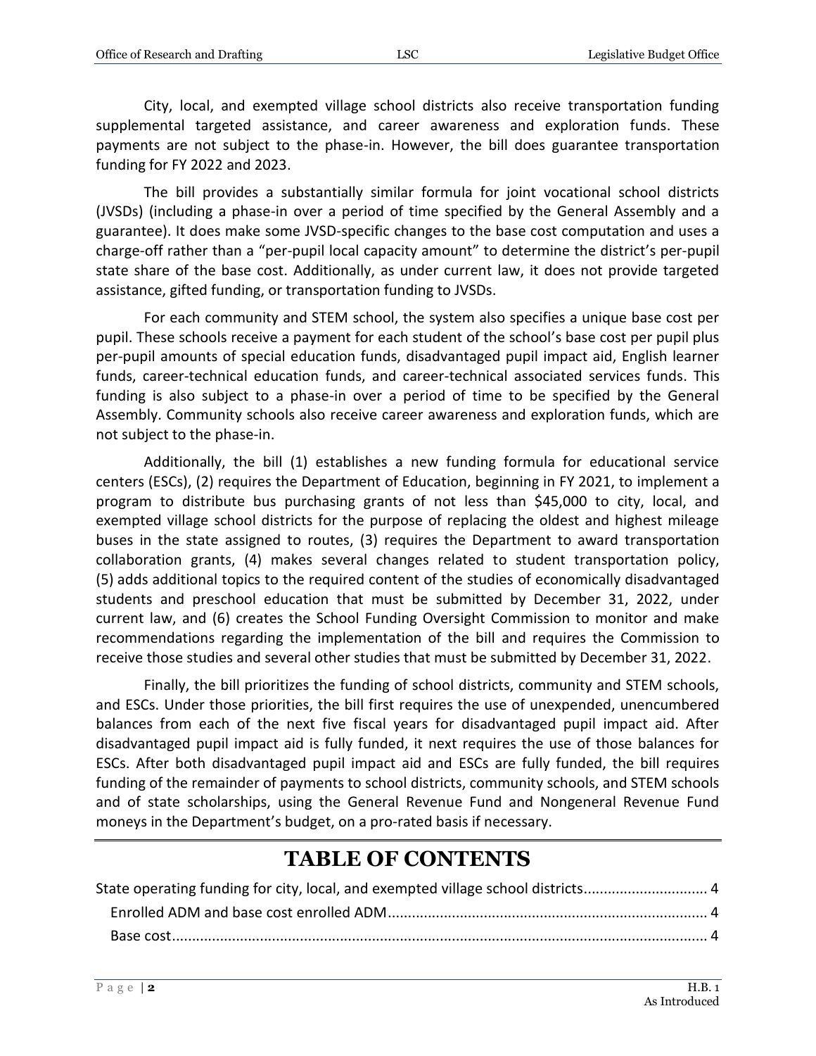City, local, and exempted village school districts also receive transportation funding supplemental targeted assistance, and career awareness and exploration funds. These payments are not subject to the phase-in. However, the bill does guarantee transportation funding for FY 2022 and 2023.

The bill provides a substantially similar formula for joint vocational school districts (JVSDs) (including a phase-in over a period of time specified by the General Assembly and a guarantee). It does make some JVSD-specific changes to the base cost computation and uses a charge-off rather than a "per-pupil local capacity amount" to determine the district's per-pupil state share of the base cost. Additionally, as under current law, it does not provide targeted assistance, gifted funding, or transportation funding to JVSDs.

For each community and STEM school, the system also specifies a unique base cost per pupil. These schools receive a payment for each student of the school's base cost per pupil plus per-pupil amounts of special education funds, disadvantaged pupil impact aid, English learner funds, career-technical education funds, and career-technical associated services funds. This funding is also subject to a phase-in over a period of time to be specified by the General Assembly. Community schools also receive career awareness and exploration funds, which are not subject to the phase-in.

Additionally, the bill (1) establishes a new funding formula for educational service centers (ESCs), (2) requires the Department of Education, beginning in FY 2021, to implement a program to distribute bus purchasing grants of not less than $45,000 to city, local, and exempted village school districts for the purpose of replacing the oldest and highest mileage buses in the state assigned to routes, (3) requires the Department to award transportation collaboration grants, (4) makes several changes related to student transportation policy, (5) adds additional topics to the required content of the studies of economically disadvantaged students and preschool education that must be submitted by December 31, 2022, under current law, and (6) creates the School Funding Oversight Commission to monitor and make recommendations regarding the implementation of the bill and requires the Commission to receive those studies and several other studies that must be submitted by December 31, 2022.

Finally, the bill prioritizes the funding of school districts, community and STEM schools, and ESCs. Under those priorities, the bill first requires the use of unexpended, unencumbered balances from each of the next five fiscal years for disadvantaged pupil impact aid. After disadvantaged pupil impact aid is fully funded, it next requires the use of those balances for ESCs. After both disadvantaged pupil impact aid and ESCs are fully funded, the bill requires funding of the remainder of payments to school districts, community schools, and STEM schools and of state scholarships, using the General Revenue Fund and Nongeneral Revenue Fund moneys in the Department's budget, on a pro-rated basis if necessary.

---

# TABLE OF CONTENTS

State operating funding for city, local, and exempted village school districts ............................... 4

- Enrolled ADM and base cost enrolled ADM ................................................................................ 4
- Base cost ..................................................................................................................................... 4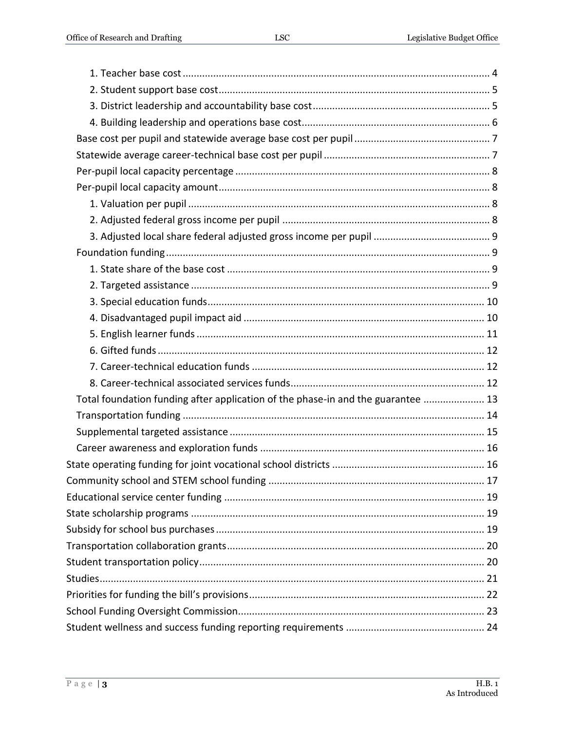- 1. Teacher base cost ..... 4
- 2. Student support base cost ..... 5
- 3. District leadership and accountability base cost ..... 5
- 4. Building leadership and operations base cost ..... 6

Base cost per pupil and statewide average base cost per pupil ..... 7

Statewide average career-technical base cost per pupil ..... 7

Per-pupil local capacity percentage ..... 8

Per-pupil local capacity amount ..... 8

- 1. Valuation per pupil ..... 8
- 2. Adjusted federal gross income per pupil ..... 8
- 3. Adjusted local share federal adjusted gross income per pupil ..... 9

Foundation funding ..... 9

- 1. State share of the base cost ..... 9
- 2. Targeted assistance ..... 9
- 3. Special education funds ..... 10
- 4. Disadvantaged pupil impact aid ..... 10
- 5. English learner funds ..... 11
- 6. Gifted funds ..... 12
- 7. Career-technical education funds ..... 12
- 8. Career-technical associated services funds ..... 12

Total foundation funding after application of the phase-in and the guarantee ..... 13

Transportation funding ..... 14

Supplemental targeted assistance ..... 15

Career awareness and exploration funds ..... 16

State operating funding for joint vocational school districts ..... 16

Community school and STEM school funding ..... 17

Educational service center funding ..... 19

State scholarship programs ..... 19

Subsidy for school bus purchases ..... 19

Transportation collaboration grants ..... 20

Student transportation policy ..... 20

Studies ..... 21

Priorities for funding the bill's provisions ..... 22

School Funding Oversight Commission ..... 23

Student wellness and success funding reporting requirements ..... 24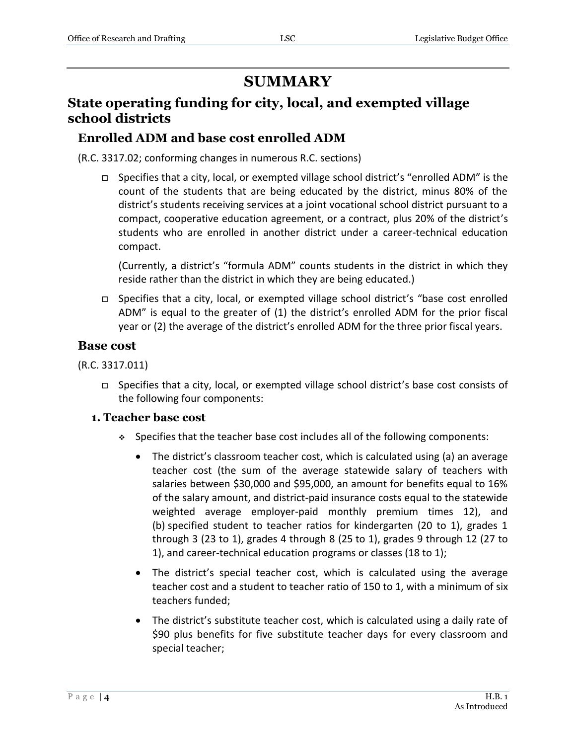# SUMMARY

## State operating funding for city, local, and exempted village school districts

### Enrolled ADM and base cost enrolled ADM

(R.C. 3317.02; conforming changes in numerous R.C. sections)

- Specifies that a city, local, or exempted village school district's "enrolled ADM" is the count of the students that are being educated by the district, minus 80% of the district's students receiving services at a joint vocational school district pursuant to a compact, cooperative education agreement, or a contract, plus 20% of the district's students who are enrolled in another district under a career-technical education compact.

  (Currently, a district's "formula ADM" counts students in the district in which they reside rather than the district in which they are being educated.)

- Specifies that a city, local, or exempted village school district's "base cost enrolled ADM" is equal to the greater of (1) the district's enrolled ADM for the prior fiscal year or (2) the average of the district's enrolled ADM for the three prior fiscal years.

### Base cost

(R.C. 3317.011)

- Specifies that a city, local, or exempted village school district's base cost consists of the following four components:

#### 1. Teacher base cost

- Specifies that the teacher base cost includes all of the following components:
  - The district's classroom teacher cost, which is calculated using (a) an average teacher cost (the sum of the average statewide salary of teachers with salaries between $30,000 and $95,000, an amount for benefits equal to 16% of the salary amount, and district-paid insurance costs equal to the statewide weighted average employer-paid monthly premium times 12), and (b) specified student to teacher ratios for kindergarten (20 to 1), grades 1 through 3 (23 to 1), grades 4 through 8 (25 to 1), grades 9 through 12 (27 to 1), and career-technical education programs or classes (18 to 1);
  - The district's special teacher cost, which is calculated using the average teacher cost and a student to teacher ratio of 150 to 1, with a minimum of six teachers funded;
  - The district's substitute teacher cost, which is calculated using a daily rate of $90 plus benefits for five substitute teacher days for every classroom and special teacher;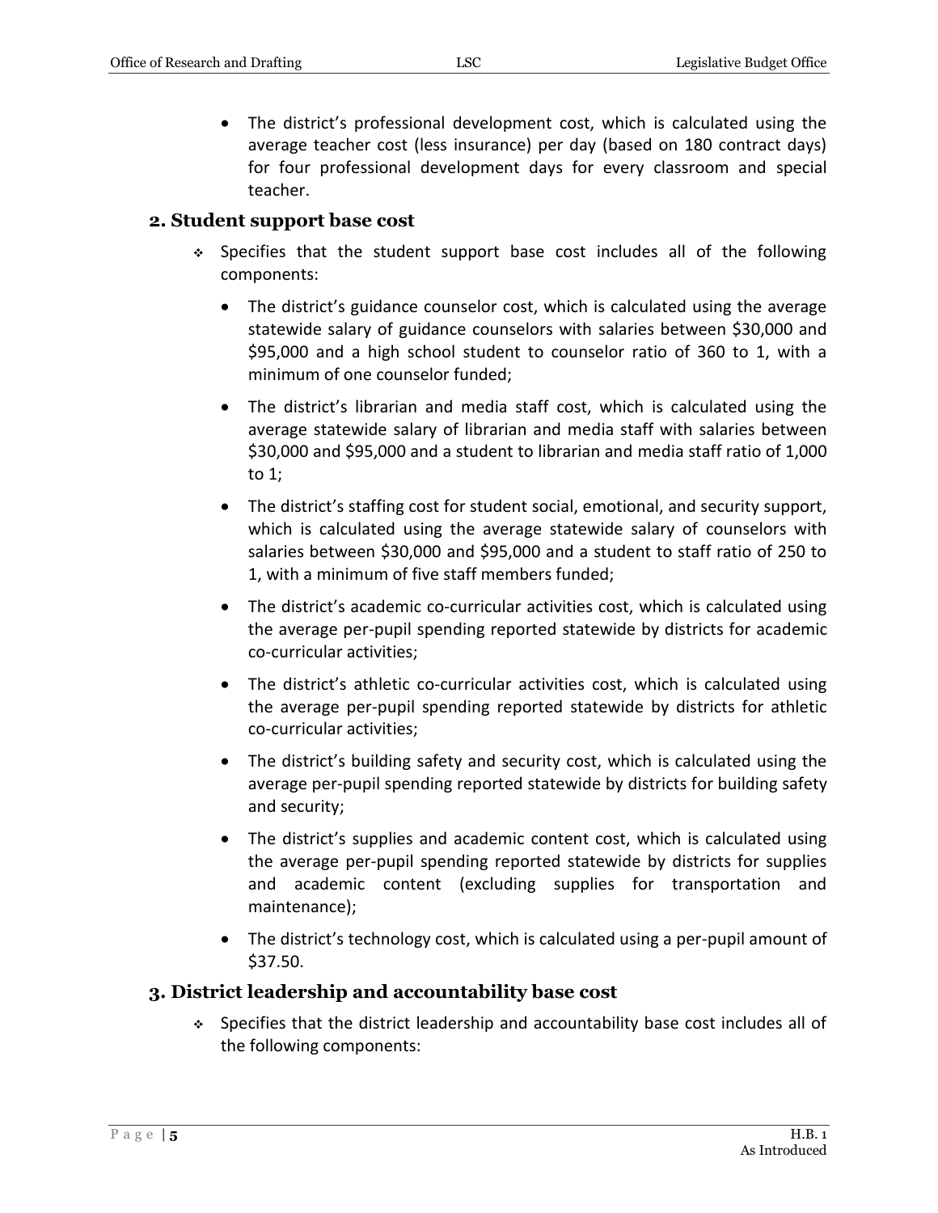- The district's professional development cost, which is calculated using the average teacher cost (less insurance) per day (based on 180 contract days) for four professional development days for every classroom and special teacher.

## 2. Student support base cost

- Specifies that the student support base cost includes all of the following components:
  - The district's guidance counselor cost, which is calculated using the average statewide salary of guidance counselors with salaries between $30,000 and $95,000 and a high school student to counselor ratio of 360 to 1, with a minimum of one counselor funded;
  - The district's librarian and media staff cost, which is calculated using the average statewide salary of librarian and media staff with salaries between $30,000 and $95,000 and a student to librarian and media staff ratio of 1,000 to 1;
  - The district's staffing cost for student social, emotional, and security support, which is calculated using the average statewide salary of counselors with salaries between $30,000 and $95,000 and a student to staff ratio of 250 to 1, with a minimum of five staff members funded;
  - The district's academic co-curricular activities cost, which is calculated using the average per-pupil spending reported statewide by districts for academic co-curricular activities;
  - The district's athletic co-curricular activities cost, which is calculated using the average per-pupil spending reported statewide by districts for athletic co-curricular activities;
  - The district's building safety and security cost, which is calculated using the average per-pupil spending reported statewide by districts for building safety and security;
  - The district's supplies and academic content cost, which is calculated using the average per-pupil spending reported statewide by districts for supplies and academic content (excluding supplies for transportation and maintenance);
  - The district's technology cost, which is calculated using a per-pupil amount of $37.50.

## 3. District leadership and accountability base cost

- Specifies that the district leadership and accountability base cost includes all of the following components: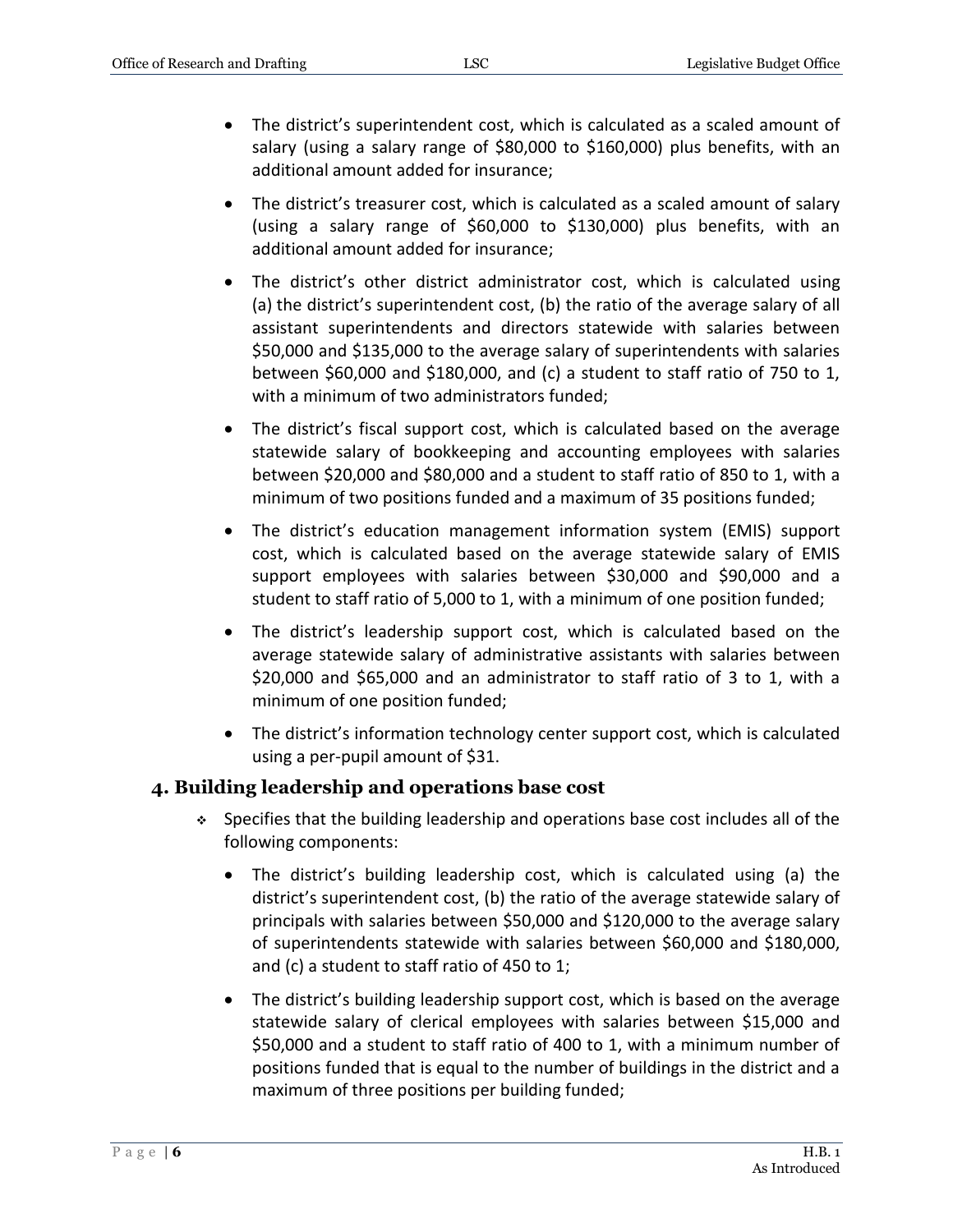- The district's superintendent cost, which is calculated as a scaled amount of salary (using a salary range of $80,000 to $160,000) plus benefits, with an additional amount added for insurance;
- The district's treasurer cost, which is calculated as a scaled amount of salary (using a salary range of $60,000 to $130,000) plus benefits, with an additional amount added for insurance;
- The district's other district administrator cost, which is calculated using (a) the district's superintendent cost, (b) the ratio of the average salary of all assistant superintendents and directors statewide with salaries between $50,000 and $135,000 to the average salary of superintendents with salaries between $60,000 and $180,000, and (c) a student to staff ratio of 750 to 1, with a minimum of two administrators funded;
- The district's fiscal support cost, which is calculated based on the average statewide salary of bookkeeping and accounting employees with salaries between $20,000 and $80,000 and a student to staff ratio of 850 to 1, with a minimum of two positions funded and a maximum of 35 positions funded;
- The district's education management information system (EMIS) support cost, which is calculated based on the average statewide salary of EMIS support employees with salaries between $30,000 and $90,000 and a student to staff ratio of 5,000 to 1, with a minimum of one position funded;
- The district's leadership support cost, which is calculated based on the average statewide salary of administrative assistants with salaries between $20,000 and $65,000 and an administrator to staff ratio of 3 to 1, with a minimum of one position funded;
- The district's information technology center support cost, which is calculated using a per-pupil amount of $31.

## 4. Building leadership and operations base cost

- Specifies that the building leadership and operations base cost includes all of the following components:
  - The district's building leadership cost, which is calculated using (a) the district's superintendent cost, (b) the ratio of the average statewide salary of principals with salaries between $50,000 and $120,000 to the average salary of superintendents statewide with salaries between $60,000 and $180,000, and (c) a student to staff ratio of 450 to 1;
  - The district's building leadership support cost, which is based on the average statewide salary of clerical employees with salaries between $15,000 and $50,000 and a student to staff ratio of 400 to 1, with a minimum number of positions funded that is equal to the number of buildings in the district and a maximum of three positions per building funded;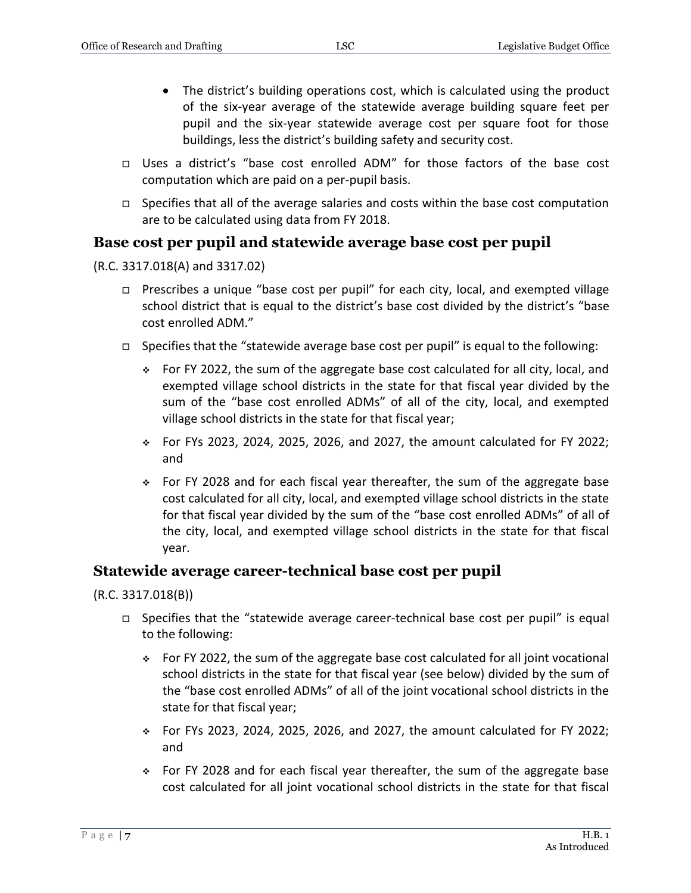- The district's building operations cost, which is calculated using the product of the six-year average of the statewide average building square feet per pupil and the six-year statewide average cost per square foot for those buildings, less the district's building safety and security cost.

- Uses a district's "base cost enrolled ADM" for those factors of the base cost computation which are paid on a per-pupil basis.
- Specifies that all of the average salaries and costs within the base cost computation are to be calculated using data from FY 2018.

### Base cost per pupil and statewide average base cost per pupil

(R.C. 3317.018(A) and 3317.02)

- Prescribes a unique "base cost per pupil" for each city, local, and exempted village school district that is equal to the district's base cost divided by the district's "base cost enrolled ADM."
- Specifies that the "statewide average base cost per pupil" is equal to the following:
  - For FY 2022, the sum of the aggregate base cost calculated for all city, local, and exempted village school districts in the state for that fiscal year divided by the sum of the "base cost enrolled ADMs" of all of the city, local, and exempted village school districts in the state for that fiscal year;
  - For FYs 2023, 2024, 2025, 2026, and 2027, the amount calculated for FY 2022; and
  - For FY 2028 and for each fiscal year thereafter, the sum of the aggregate base cost calculated for all city, local, and exempted village school districts in the state for that fiscal year divided by the sum of the "base cost enrolled ADMs" of all of the city, local, and exempted village school districts in the state for that fiscal year.

### Statewide average career-technical base cost per pupil

(R.C. 3317.018(B))

- Specifies that the "statewide average career-technical base cost per pupil" is equal to the following:
  - For FY 2022, the sum of the aggregate base cost calculated for all joint vocational school districts in the state for that fiscal year (see below) divided by the sum of the "base cost enrolled ADMs" of all of the joint vocational school districts in the state for that fiscal year;
  - For FYs 2023, 2024, 2025, 2026, and 2027, the amount calculated for FY 2022; and
  - For FY 2028 and for each fiscal year thereafter, the sum of the aggregate base cost calculated for all joint vocational school districts in the state for that fiscal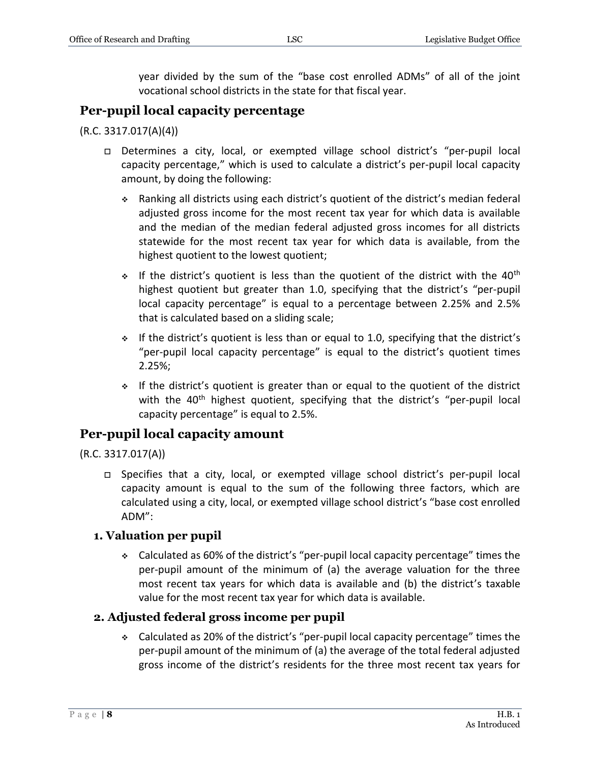year divided by the sum of the "base cost enrolled ADMs" of all of the joint vocational school districts in the state for that fiscal year.

## Per-pupil local capacity percentage

(R.C. 3317.017(A)(4))

- Determines a city, local, or exempted village school district's "per-pupil local capacity percentage," which is used to calculate a district's per-pupil local capacity amount, by doing the following:
  - Ranking all districts using each district's quotient of the district's median federal adjusted gross income for the most recent tax year for which data is available and the median of the median federal adjusted gross incomes for all districts statewide for the most recent tax year for which data is available, from the highest quotient to the lowest quotient;
  - If the district's quotient is less than the quotient of the district with the 40th highest quotient but greater than 1.0, specifying that the district's "per-pupil local capacity percentage" is equal to a percentage between 2.25% and 2.5% that is calculated based on a sliding scale;
  - If the district's quotient is less than or equal to 1.0, specifying that the district's "per-pupil local capacity percentage" is equal to the district's quotient times 2.25%;
  - If the district's quotient is greater than or equal to the quotient of the district with the 40th highest quotient, specifying that the district's "per-pupil local capacity percentage" is equal to 2.5%.

## Per-pupil local capacity amount

(R.C. 3317.017(A))

- Specifies that a city, local, or exempted village school district's per-pupil local capacity amount is equal to the sum of the following three factors, which are calculated using a city, local, or exempted village school district's "base cost enrolled ADM":

### 1. Valuation per pupil

- Calculated as 60% of the district's "per-pupil local capacity percentage" times the per-pupil amount of the minimum of (a) the average valuation for the three most recent tax years for which data is available and (b) the district's taxable value for the most recent tax year for which data is available.

### 2. Adjusted federal gross income per pupil

- Calculated as 20% of the district's "per-pupil local capacity percentage" times the per-pupil amount of the minimum of (a) the average of the total federal adjusted gross income of the district's residents for the three most recent tax years for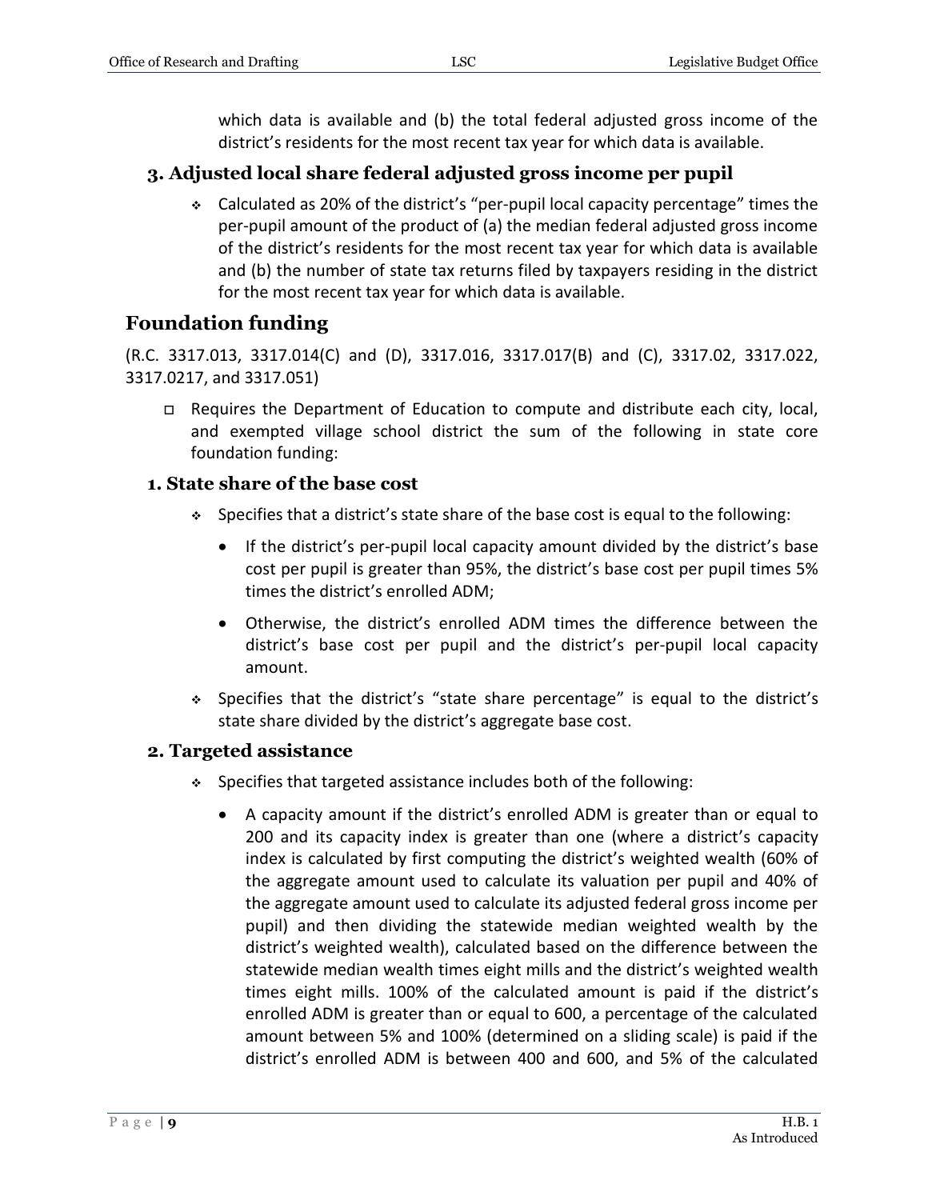which data is available and (b) the total federal adjusted gross income of the district's residents for the most recent tax year for which data is available.

### 3. Adjusted local share federal adjusted gross income per pupil

- Calculated as 20% of the district's "per-pupil local capacity percentage" times the per-pupil amount of the product of (a) the median federal adjusted gross income of the district's residents for the most recent tax year for which data is available and (b) the number of state tax returns filed by taxpayers residing in the district for the most recent tax year for which data is available.

## Foundation funding

(R.C. 3317.013, 3317.014(C) and (D), 3317.016, 3317.017(B) and (C), 3317.02, 3317.022, 3317.0217, and 3317.051)

- Requires the Department of Education to compute and distribute each city, local, and exempted village school district the sum of the following in state core foundation funding:

### 1. State share of the base cost

- Specifies that a district's state share of the base cost is equal to the following:
  - If the district's per-pupil local capacity amount divided by the district's base cost per pupil is greater than 95%, the district's base cost per pupil times 5% times the district's enrolled ADM;
  - Otherwise, the district's enrolled ADM times the difference between the district's base cost per pupil and the district's per-pupil local capacity amount.
- Specifies that the district's "state share percentage" is equal to the district's state share divided by the district's aggregate base cost.

### 2. Targeted assistance

- Specifies that targeted assistance includes both of the following:
  - A capacity amount if the district's enrolled ADM is greater than or equal to 200 and its capacity index is greater than one (where a district's capacity index is calculated by first computing the district's weighted wealth (60% of the aggregate amount used to calculate its valuation per pupil and 40% of the aggregate amount used to calculate its adjusted federal gross income per pupil) and then dividing the statewide median weighted wealth by the district's weighted wealth), calculated based on the difference between the statewide median wealth times eight mills and the district's weighted wealth times eight mills. 100% of the calculated amount is paid if the district's enrolled ADM is greater than or equal to 600, a percentage of the calculated amount between 5% and 100% (determined on a sliding scale) is paid if the district's enrolled ADM is between 400 and 600, and 5% of the calculated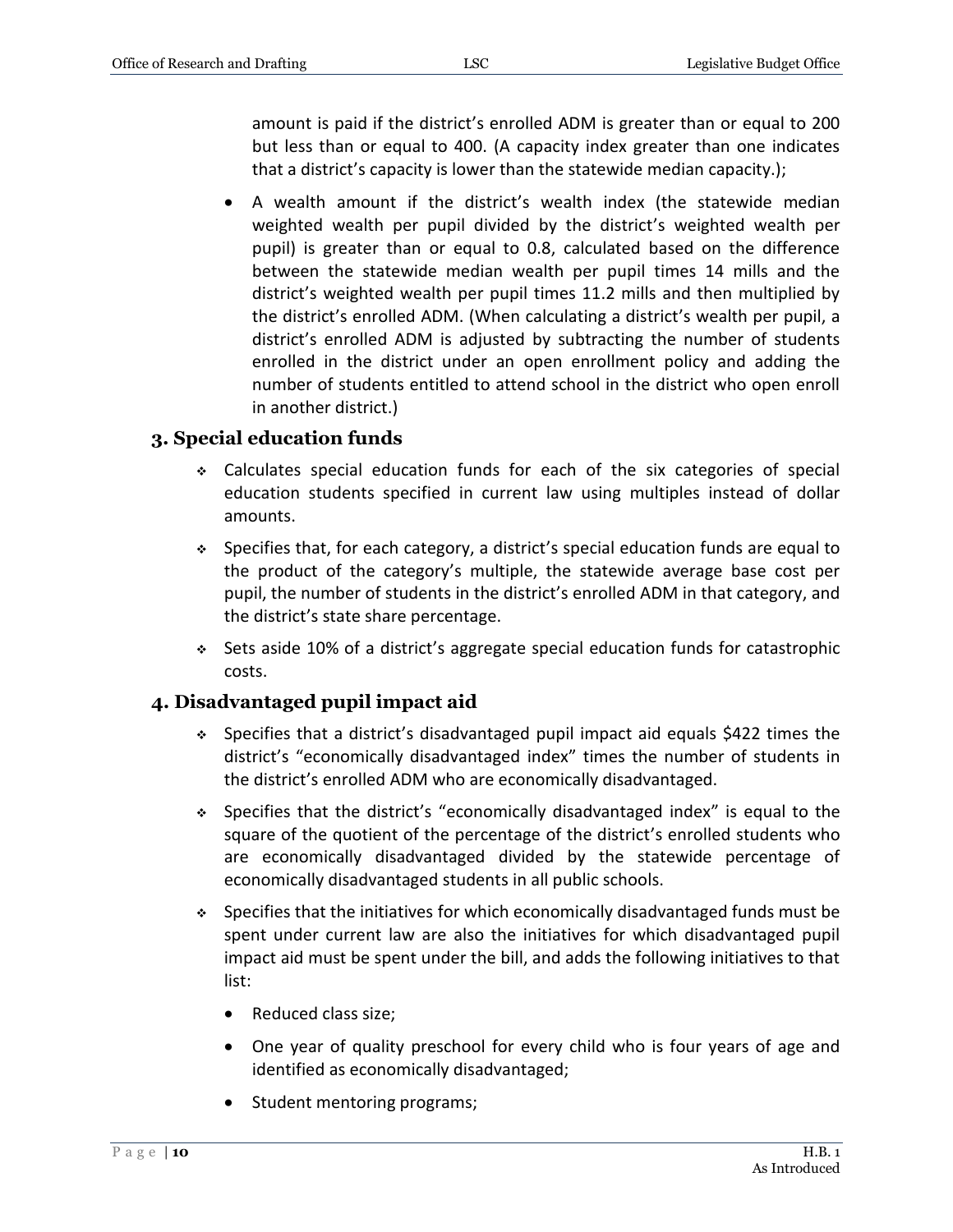amount is paid if the district's enrolled ADM is greater than or equal to 200 but less than or equal to 400. (A capacity index greater than one indicates that a district's capacity is lower than the statewide median capacity.);

- A wealth amount if the district's wealth index (the statewide median weighted wealth per pupil divided by the district's weighted wealth per pupil) is greater than or equal to 0.8, calculated based on the difference between the statewide median wealth per pupil times 14 mills and the district's weighted wealth per pupil times 11.2 mills and then multiplied by the district's enrolled ADM. (When calculating a district's wealth per pupil, a district's enrolled ADM is adjusted by subtracting the number of students enrolled in the district under an open enrollment policy and adding the number of students entitled to attend school in the district who open enroll in another district.)

### 3. Special education funds

- Calculates special education funds for each of the six categories of special education students specified in current law using multiples instead of dollar amounts.
- Specifies that, for each category, a district's special education funds are equal to the product of the category's multiple, the statewide average base cost per pupil, the number of students in the district's enrolled ADM in that category, and the district's state share percentage.
- Sets aside 10% of a district's aggregate special education funds for catastrophic costs.

### 4. Disadvantaged pupil impact aid

- Specifies that a district's disadvantaged pupil impact aid equals $422 times the district's "economically disadvantaged index" times the number of students in the district's enrolled ADM who are economically disadvantaged.
- Specifies that the district's "economically disadvantaged index" is equal to the square of the quotient of the percentage of the district's enrolled students who are economically disadvantaged divided by the statewide percentage of economically disadvantaged students in all public schools.
- Specifies that the initiatives for which economically disadvantaged funds must be spent under current law are also the initiatives for which disadvantaged pupil impact aid must be spent under the bill, and adds the following initiatives to that list:
  - Reduced class size;
  - One year of quality preschool for every child who is four years of age and identified as economically disadvantaged;
  - Student mentoring programs;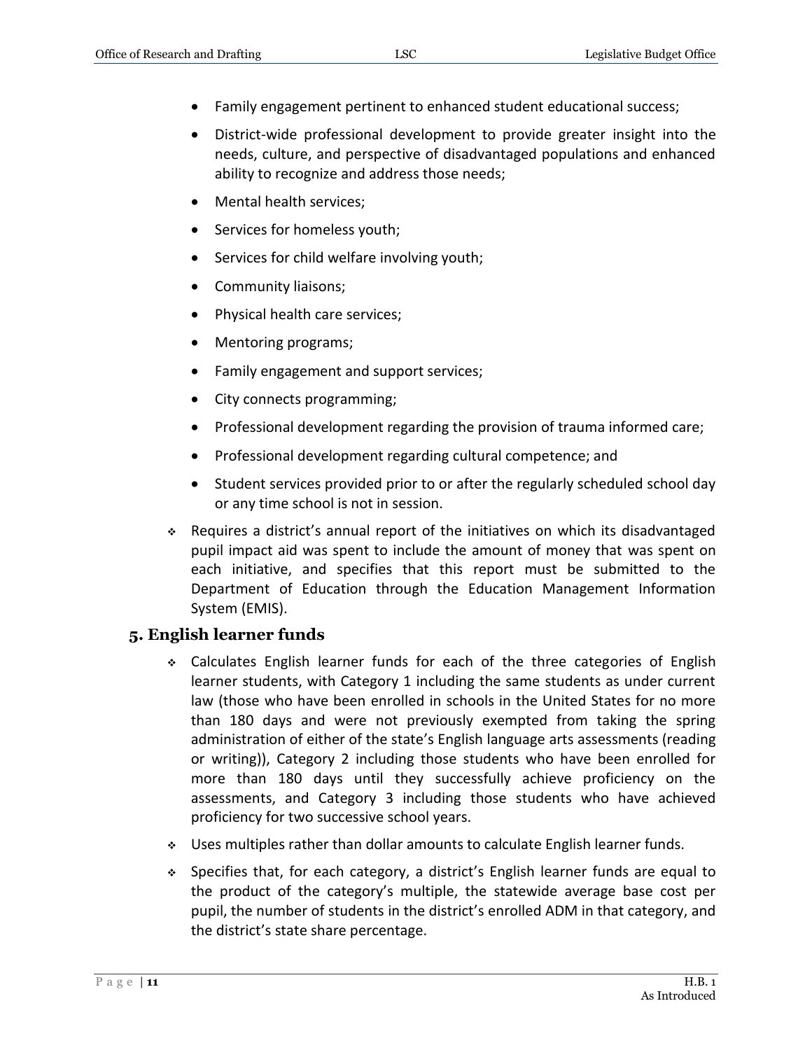- Family engagement pertinent to enhanced student educational success;
- District-wide professional development to provide greater insight into the needs, culture, and perspective of disadvantaged populations and enhanced ability to recognize and address those needs;
- Mental health services;
- Services for homeless youth;
- Services for child welfare involving youth;
- Community liaisons;
- Physical health care services;
- Mentoring programs;
- Family engagement and support services;
- City connects programming;
- Professional development regarding the provision of trauma informed care;
- Professional development regarding cultural competence; and
- Student services provided prior to or after the regularly scheduled school day or any time school is not in session.

- Requires a district's annual report of the initiatives on which its disadvantaged pupil impact aid was spent to include the amount of money that was spent on each initiative, and specifies that this report must be submitted to the Department of Education through the Education Management Information System (EMIS).

## 5. English learner funds

- Calculates English learner funds for each of the three categories of English learner students, with Category 1 including the same students as under current law (those who have been enrolled in schools in the United States for no more than 180 days and were not previously exempted from taking the spring administration of either of the state's English language arts assessments (reading or writing)), Category 2 including those students who have been enrolled for more than 180 days until they successfully achieve proficiency on the assessments, and Category 3 including those students who have achieved proficiency for two successive school years.
- Uses multiples rather than dollar amounts to calculate English learner funds.
- Specifies that, for each category, a district's English learner funds are equal to the product of the category's multiple, the statewide average base cost per pupil, the number of students in the district's enrolled ADM in that category, and the district's state share percentage.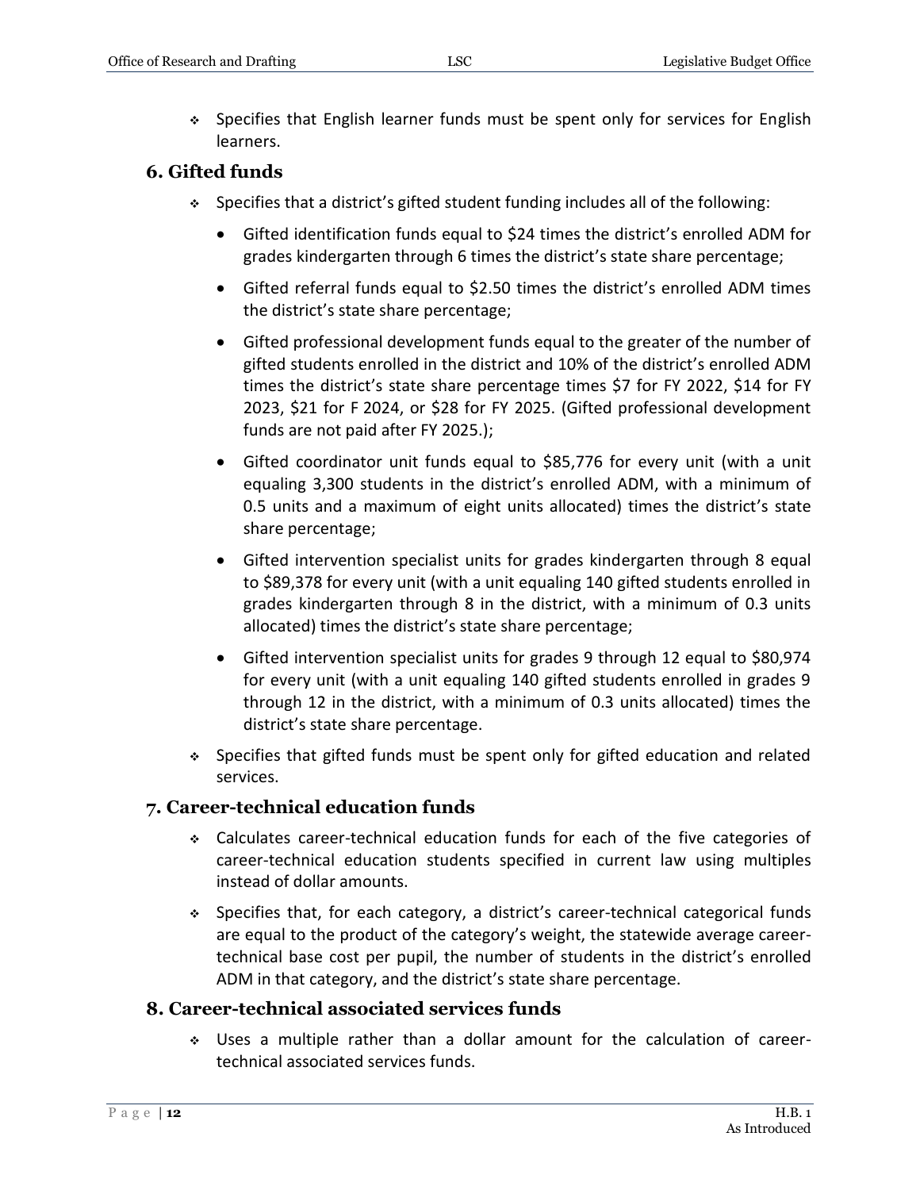- Specifies that English learner funds must be spent only for services for English learners.

### 6. Gifted funds

- Specifies that a district's gifted student funding includes all of the following:
  - Gifted identification funds equal to $24 times the district's enrolled ADM for grades kindergarten through 6 times the district's state share percentage;
  - Gifted referral funds equal to $2.50 times the district's enrolled ADM times the district's state share percentage;
  - Gifted professional development funds equal to the greater of the number of gifted students enrolled in the district and 10% of the district's enrolled ADM times the district's state share percentage times $7 for FY 2022, $14 for FY 2023, $21 for F 2024, or $28 for FY 2025. (Gifted professional development funds are not paid after FY 2025.);
  - Gifted coordinator unit funds equal to $85,776 for every unit (with a unit equaling 3,300 students in the district's enrolled ADM, with a minimum of 0.5 units and a maximum of eight units allocated) times the district's state share percentage;
  - Gifted intervention specialist units for grades kindergarten through 8 equal to $89,378 for every unit (with a unit equaling 140 gifted students enrolled in grades kindergarten through 8 in the district, with a minimum of 0.3 units allocated) times the district's state share percentage;
  - Gifted intervention specialist units for grades 9 through 12 equal to $80,974 for every unit (with a unit equaling 140 gifted students enrolled in grades 9 through 12 in the district, with a minimum of 0.3 units allocated) times the district's state share percentage.
- Specifies that gifted funds must be spent only for gifted education and related services.

### 7. Career-technical education funds

- Calculates career-technical education funds for each of the five categories of career-technical education students specified in current law using multiples instead of dollar amounts.
- Specifies that, for each category, a district's career-technical categorical funds are equal to the product of the category's weight, the statewide average career-technical base cost per pupil, the number of students in the district's enrolled ADM in that category, and the district's state share percentage.

### 8. Career-technical associated services funds

- Uses a multiple rather than a dollar amount for the calculation of career-technical associated services funds.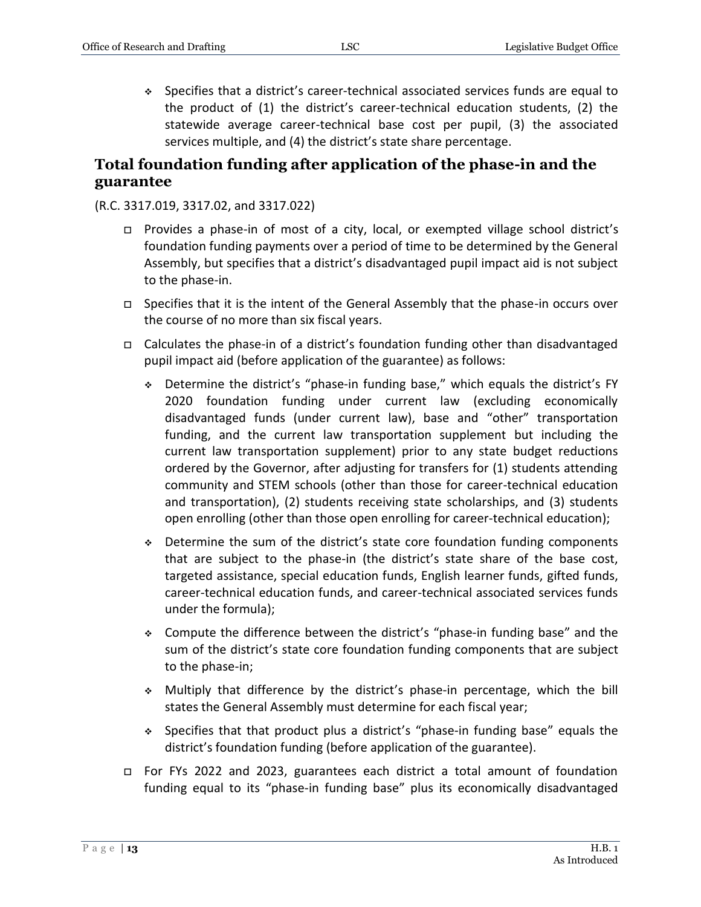- Specifies that a district's career-technical associated services funds are equal to the product of (1) the district's career-technical education students, (2) the statewide average career-technical base cost per pupil, (3) the associated services multiple, and (4) the district's state share percentage.

## Total foundation funding after application of the phase-in and the guarantee

(R.C. 3317.019, 3317.02, and 3317.022)

- Provides a phase-in of most of a city, local, or exempted village school district's foundation funding payments over a period of time to be determined by the General Assembly, but specifies that a district's disadvantaged pupil impact aid is not subject to the phase-in.
- Specifies that it is the intent of the General Assembly that the phase-in occurs over the course of no more than six fiscal years.
- Calculates the phase-in of a district's foundation funding other than disadvantaged pupil impact aid (before application of the guarantee) as follows:
  - Determine the district's "phase-in funding base," which equals the district's FY 2020 foundation funding under current law (excluding economically disadvantaged funds (under current law), base and "other" transportation funding, and the current law transportation supplement but including the current law transportation supplement) prior to any state budget reductions ordered by the Governor, after adjusting for transfers for (1) students attending community and STEM schools (other than those for career-technical education and transportation), (2) students receiving state scholarships, and (3) students open enrolling (other than those open enrolling for career-technical education);
  - Determine the sum of the district's state core foundation funding components that are subject to the phase-in (the district's state share of the base cost, targeted assistance, special education funds, English learner funds, gifted funds, career-technical education funds, and career-technical associated services funds under the formula);
  - Compute the difference between the district's "phase-in funding base" and the sum of the district's state core foundation funding components that are subject to the phase-in;
  - Multiply that difference by the district's phase-in percentage, which the bill states the General Assembly must determine for each fiscal year;
  - Specifies that that product plus a district's "phase-in funding base" equals the district's foundation funding (before application of the guarantee).
- For FYs 2022 and 2023, guarantees each district a total amount of foundation funding equal to its "phase-in funding base" plus its economically disadvantaged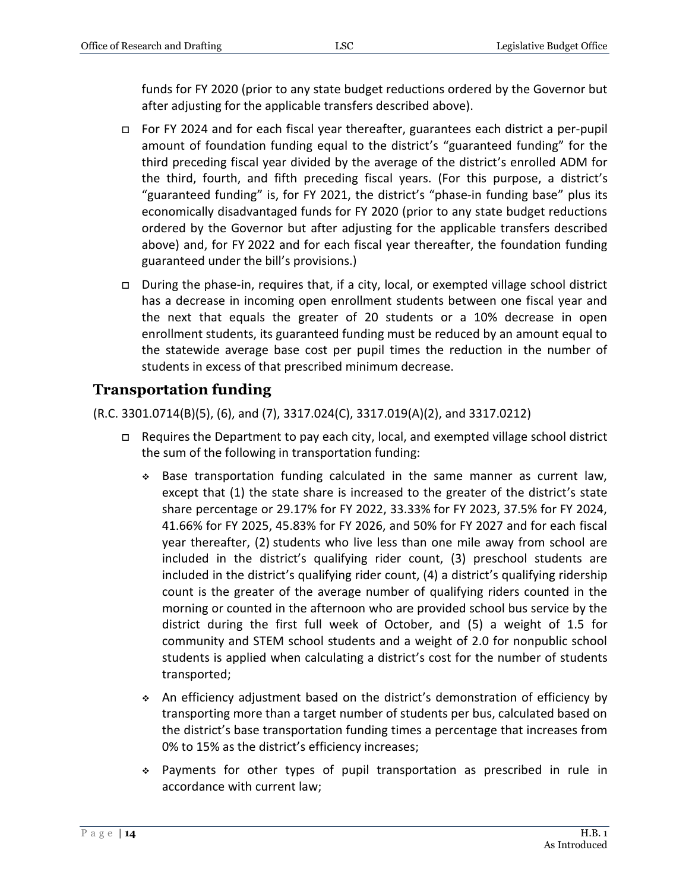funds for FY 2020 (prior to any state budget reductions ordered by the Governor but after adjusting for the applicable transfers described above).

- For FY 2024 and for each fiscal year thereafter, guarantees each district a per-pupil amount of foundation funding equal to the district's "guaranteed funding" for the third preceding fiscal year divided by the average of the district's enrolled ADM for the third, fourth, and fifth preceding fiscal years. (For this purpose, a district's "guaranteed funding" is, for FY 2021, the district's "phase-in funding base" plus its economically disadvantaged funds for FY 2020 (prior to any state budget reductions ordered by the Governor but after adjusting for the applicable transfers described above) and, for FY 2022 and for each fiscal year thereafter, the foundation funding guaranteed under the bill's provisions.)
- During the phase-in, requires that, if a city, local, or exempted village school district has a decrease in incoming open enrollment students between one fiscal year and the next that equals the greater of 20 students or a 10% decrease in open enrollment students, its guaranteed funding must be reduced by an amount equal to the statewide average base cost per pupil times the reduction in the number of students in excess of that prescribed minimum decrease.

## Transportation funding

(R.C. 3301.0714(B)(5), (6), and (7), 3317.024(C), 3317.019(A)(2), and 3317.0212)

- Requires the Department to pay each city, local, and exempted village school district the sum of the following in transportation funding:
  - Base transportation funding calculated in the same manner as current law, except that (1) the state share is increased to the greater of the district's state share percentage or 29.17% for FY 2022, 33.33% for FY 2023, 37.5% for FY 2024, 41.66% for FY 2025, 45.83% for FY 2026, and 50% for FY 2027 and for each fiscal year thereafter, (2) students who live less than one mile away from school are included in the district's qualifying rider count, (3) preschool students are included in the district's qualifying rider count, (4) a district's qualifying ridership count is the greater of the average number of qualifying riders counted in the morning or counted in the afternoon who are provided school bus service by the district during the first full week of October, and (5) a weight of 1.5 for community and STEM school students and a weight of 2.0 for nonpublic school students is applied when calculating a district's cost for the number of students transported;
  - An efficiency adjustment based on the district's demonstration of efficiency by transporting more than a target number of students per bus, calculated based on the district's base transportation funding times a percentage that increases from 0% to 15% as the district's efficiency increases;
  - Payments for other types of pupil transportation as prescribed in rule in accordance with current law;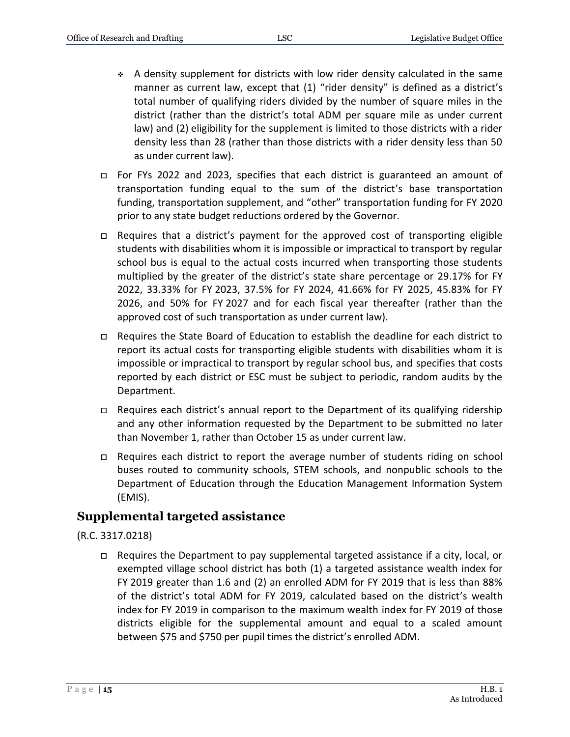- A density supplement for districts with low rider density calculated in the same manner as current law, except that (1) "rider density" is defined as a district's total number of qualifying riders divided by the number of square miles in the district (rather than the district's total ADM per square mile as under current law) and (2) eligibility for the supplement is limited to those districts with a rider density less than 28 (rather than those districts with a rider density less than 50 as under current law).

- For FYs 2022 and 2023, specifies that each district is guaranteed an amount of transportation funding equal to the sum of the district's base transportation funding, transportation supplement, and "other" transportation funding for FY 2020 prior to any state budget reductions ordered by the Governor.

- Requires that a district's payment for the approved cost of transporting eligible students with disabilities whom it is impossible or impractical to transport by regular school bus is equal to the actual costs incurred when transporting those students multiplied by the greater of the district's state share percentage or 29.17% for FY 2022, 33.33% for FY 2023, 37.5% for FY 2024, 41.66% for FY 2025, 45.83% for FY 2026, and 50% for FY 2027 and for each fiscal year thereafter (rather than the approved cost of such transportation as under current law).

- Requires the State Board of Education to establish the deadline for each district to report its actual costs for transporting eligible students with disabilities whom it is impossible or impractical to transport by regular school bus, and specifies that costs reported by each district or ESC must be subject to periodic, random audits by the Department.

- Requires each district's annual report to the Department of its qualifying ridership and any other information requested by the Department to be submitted no later than November 1, rather than October 15 as under current law.

- Requires each district to report the average number of students riding on school buses routed to community schools, STEM schools, and nonpublic schools to the Department of Education through the Education Management Information System (EMIS).

## Supplemental targeted assistance

(R.C. 3317.0218)

- Requires the Department to pay supplemental targeted assistance if a city, local, or exempted village school district has both (1) a targeted assistance wealth index for FY 2019 greater than 1.6 and (2) an enrolled ADM for FY 2019 that is less than 88% of the district's total ADM for FY 2019, calculated based on the district's wealth index for FY 2019 in comparison to the maximum wealth index for FY 2019 of those districts eligible for the supplemental amount and equal to a scaled amount between $75 and $750 per pupil times the district's enrolled ADM.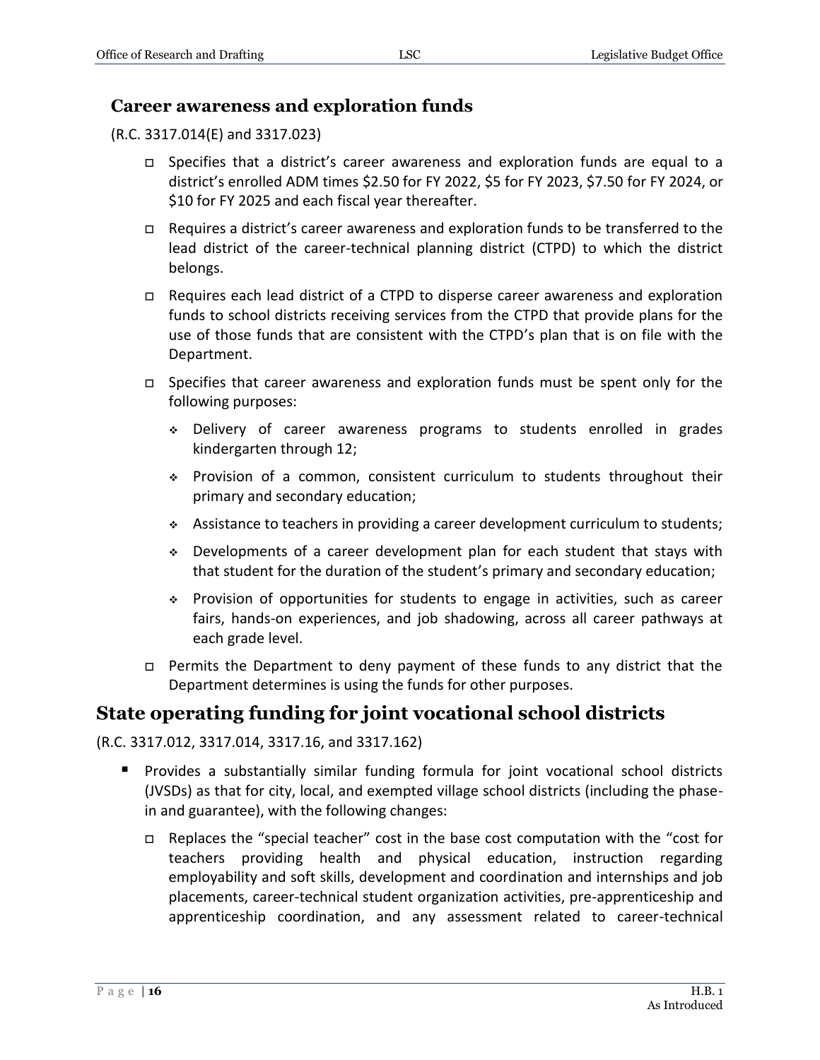### Career awareness and exploration funds

(R.C. 3317.014(E) and 3317.023)

- Specifies that a district's career awareness and exploration funds are equal to a district's enrolled ADM times $2.50 for FY 2022, $5 for FY 2023, $7.50 for FY 2024, or $10 for FY 2025 and each fiscal year thereafter.
- Requires a district's career awareness and exploration funds to be transferred to the lead district of the career-technical planning district (CTPD) to which the district belongs.
- Requires each lead district of a CTPD to disperse career awareness and exploration funds to school districts receiving services from the CTPD that provide plans for the use of those funds that are consistent with the CTPD's plan that is on file with the Department.
- Specifies that career awareness and exploration funds must be spent only for the following purposes:
  - Delivery of career awareness programs to students enrolled in grades kindergarten through 12;
  - Provision of a common, consistent curriculum to students throughout their primary and secondary education;
  - Assistance to teachers in providing a career development curriculum to students;
  - Developments of a career development plan for each student that stays with that student for the duration of the student's primary and secondary education;
  - Provision of opportunities for students to engage in activities, such as career fairs, hands-on experiences, and job shadowing, across all career pathways at each grade level.
- Permits the Department to deny payment of these funds to any district that the Department determines is using the funds for other purposes.

## State operating funding for joint vocational school districts

(R.C. 3317.012, 3317.014, 3317.16, and 3317.162)

- Provides a substantially similar funding formula for joint vocational school districts (JVSDs) as that for city, local, and exempted village school districts (including the phase-in and guarantee), with the following changes:
  - Replaces the "special teacher" cost in the base cost computation with the "cost for teachers providing health and physical education, instruction regarding employability and soft skills, development and coordination and internships and job placements, career-technical student organization activities, pre-apprenticeship and apprenticeship coordination, and any assessment related to career-technical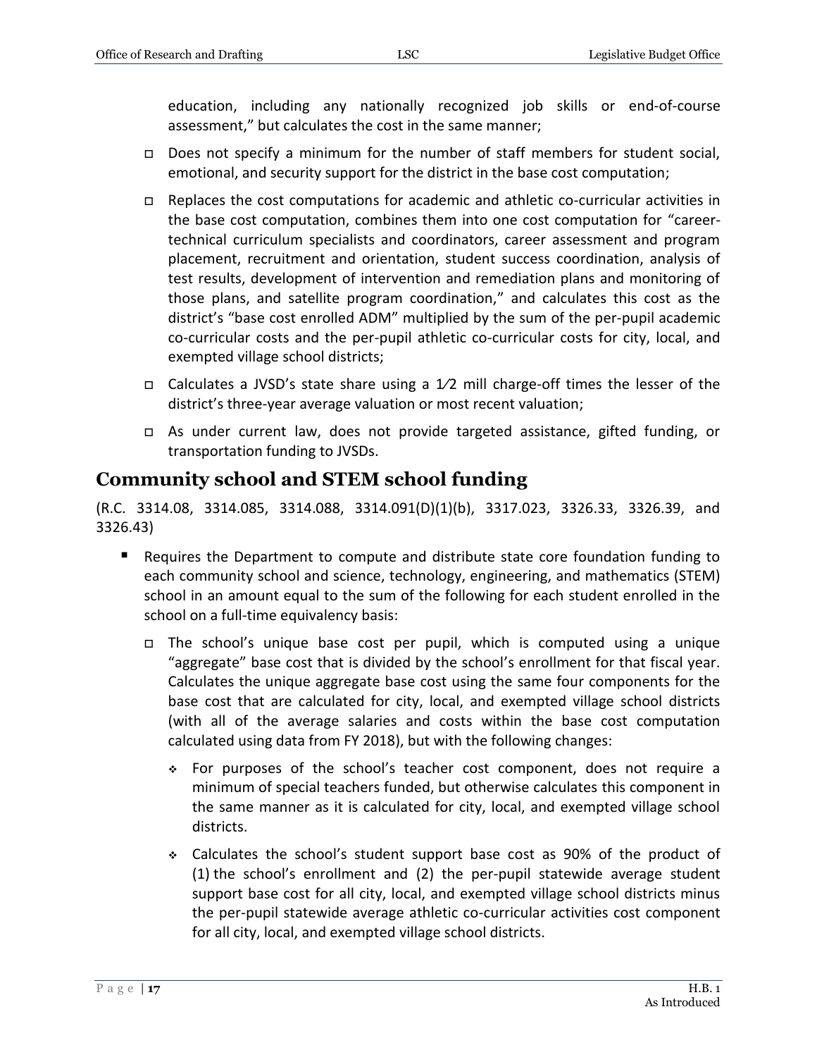education, including any nationally recognized job skills or end-of-course assessment," but calculates the cost in the same manner;

- Does not specify a minimum for the number of staff members for student social, emotional, and security support for the district in the base cost computation;
- Replaces the cost computations for academic and athletic co-curricular activities in the base cost computation, combines them into one cost computation for "career-technical curriculum specialists and coordinators, career assessment and program placement, recruitment and orientation, student success coordination, analysis of test results, development of intervention and remediation plans and monitoring of those plans, and satellite program coordination," and calculates this cost as the district's "base cost enrolled ADM" multiplied by the sum of the per-pupil academic co-curricular costs and the per-pupil athletic co-curricular costs for city, local, and exempted village school districts;
- Calculates a JVSD's state share using a 1⁄2 mill charge-off times the lesser of the district's three-year average valuation or most recent valuation;
- As under current law, does not provide targeted assistance, gifted funding, or transportation funding to JVSDs.

## Community school and STEM school funding

(R.C. 3314.08, 3314.085, 3314.088, 3314.091(D)(1)(b), 3317.023, 3326.33, 3326.39, and 3326.43)

- Requires the Department to compute and distribute state core foundation funding to each community school and science, technology, engineering, and mathematics (STEM) school in an amount equal to the sum of the following for each student enrolled in the school on a full-time equivalency basis:
  - The school's unique base cost per pupil, which is computed using a unique "aggregate" base cost that is divided by the school's enrollment for that fiscal year. Calculates the unique aggregate base cost using the same four components for the base cost that are calculated for city, local, and exempted village school districts (with all of the average salaries and costs within the base cost computation calculated using data from FY 2018), but with the following changes:
    - For purposes of the school's teacher cost component, does not require a minimum of special teachers funded, but otherwise calculates this component in the same manner as it is calculated for city, local, and exempted village school districts.
    - Calculates the school's student support base cost as 90% of the product of (1) the school's enrollment and (2) the per-pupil statewide average student support base cost for all city, local, and exempted village school districts minus the per-pupil statewide average athletic co-curricular activities cost component for all city, local, and exempted village school districts.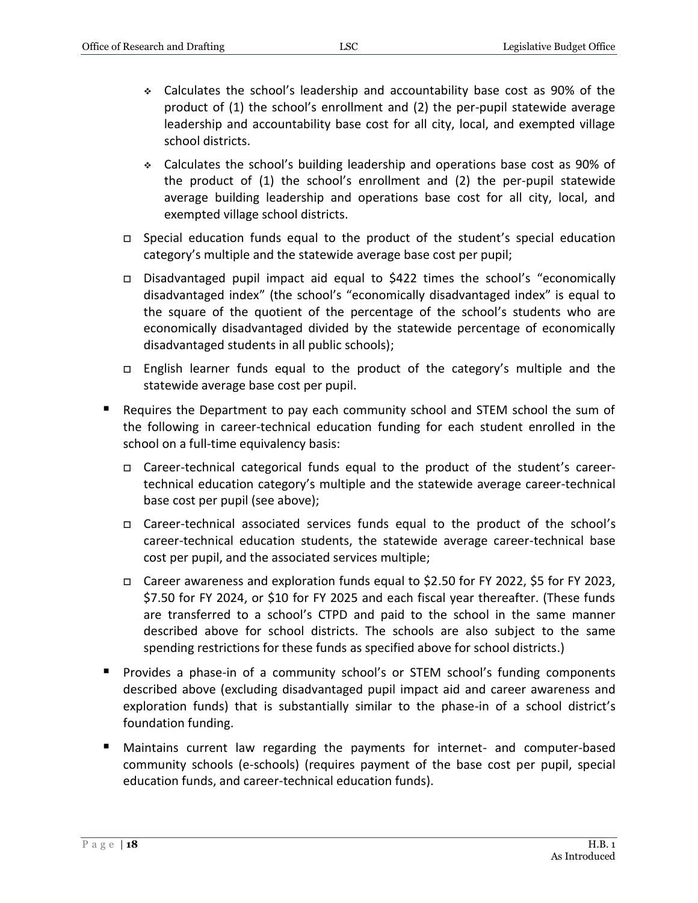- Calculates the school's leadership and accountability base cost as 90% of the product of (1) the school's enrollment and (2) the per-pupil statewide average leadership and accountability base cost for all city, local, and exempted village school districts.
        - Calculates the school's building leadership and operations base cost as 90% of the product of (1) the school's enrollment and (2) the per-pupil statewide average building leadership and operations base cost for all city, local, and exempted village school districts.
    - Special education funds equal to the product of the student's special education category's multiple and the statewide average base cost per pupil;
    - Disadvantaged pupil impact aid equal to $422 times the school's "economically disadvantaged index" (the school's "economically disadvantaged index" is equal to the square of the quotient of the percentage of the school's students who are economically disadvantaged divided by the statewide percentage of economically disadvantaged students in all public schools);
    - English learner funds equal to the product of the category's multiple and the statewide average base cost per pupil.

- Requires the Department to pay each community school and STEM school the sum of the following in career-technical education funding for each student enrolled in the school on a full-time equivalency basis:
    - Career-technical categorical funds equal to the product of the student's career-technical education category's multiple and the statewide average career-technical base cost per pupil (see above);
    - Career-technical associated services funds equal to the product of the school's career-technical education students, the statewide average career-technical base cost per pupil, and the associated services multiple;
    - Career awareness and exploration funds equal to $2.50 for FY 2022, $5 for FY 2023, $7.50 for FY 2024, or $10 for FY 2025 and each fiscal year thereafter. (These funds are transferred to a school's CTPD and paid to the school in the same manner described above for school districts. The schools are also subject to the same spending restrictions for these funds as specified above for school districts.)

- Provides a phase-in of a community school's or STEM school's funding components described above (excluding disadvantaged pupil impact aid and career awareness and exploration funds) that is substantially similar to the phase-in of a school district's foundation funding.

- Maintains current law regarding the payments for internet- and computer-based community schools (e-schools) (requires payment of the base cost per pupil, special education funds, and career-technical education funds).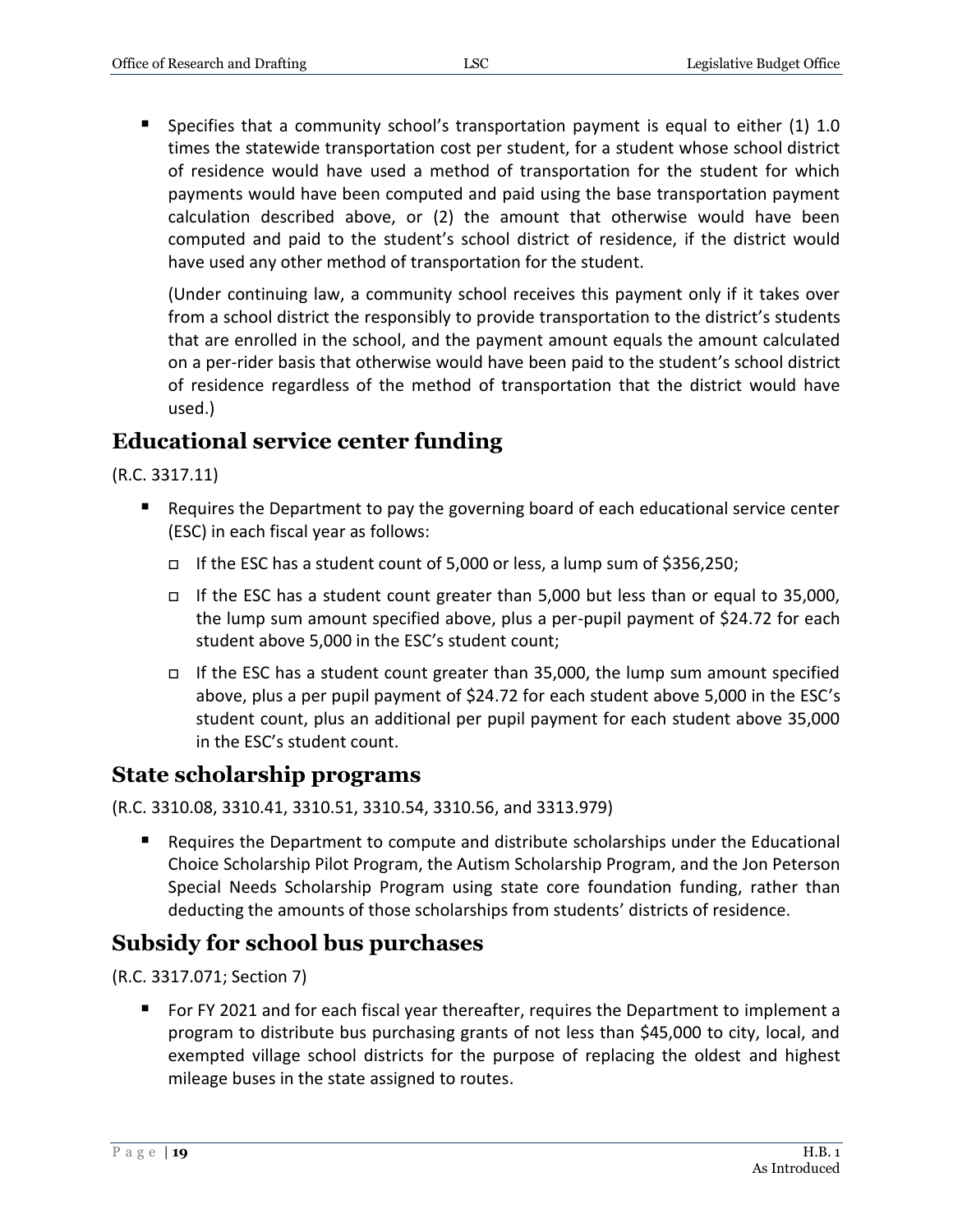- Specifies that a community school's transportation payment is equal to either (1) 1.0 times the statewide transportation cost per student, for a student whose school district of residence would have used a method of transportation for the student for which payments would have been computed and paid using the base transportation payment calculation described above, or (2) the amount that otherwise would have been computed and paid to the student's school district of residence, if the district would have used any other method of transportation for the student.

  (Under continuing law, a community school receives this payment only if it takes over from a school district the responsibly to provide transportation to the district's students that are enrolled in the school, and the payment amount equals the amount calculated on a per-rider basis that otherwise would have been paid to the student's school district of residence regardless of the method of transportation that the district would have used.)

## Educational service center funding

(R.C. 3317.11)

- Requires the Department to pay the governing board of each educational service center (ESC) in each fiscal year as follows:
  - If the ESC has a student count of 5,000 or less, a lump sum of $356,250;
  - If the ESC has a student count greater than 5,000 but less than or equal to 35,000, the lump sum amount specified above, plus a per-pupil payment of $24.72 for each student above 5,000 in the ESC's student count;
  - If the ESC has a student count greater than 35,000, the lump sum amount specified above, plus a per pupil payment of $24.72 for each student above 5,000 in the ESC's student count, plus an additional per pupil payment for each student above 35,000 in the ESC's student count.

## State scholarship programs

(R.C. 3310.08, 3310.41, 3310.51, 3310.54, 3310.56, and 3313.979)

- Requires the Department to compute and distribute scholarships under the Educational Choice Scholarship Pilot Program, the Autism Scholarship Program, and the Jon Peterson Special Needs Scholarship Program using state core foundation funding, rather than deducting the amounts of those scholarships from students' districts of residence.

## Subsidy for school bus purchases

(R.C. 3317.071; Section 7)

- For FY 2021 and for each fiscal year thereafter, requires the Department to implement a program to distribute bus purchasing grants of not less than $45,000 to city, local, and exempted village school districts for the purpose of replacing the oldest and highest mileage buses in the state assigned to routes.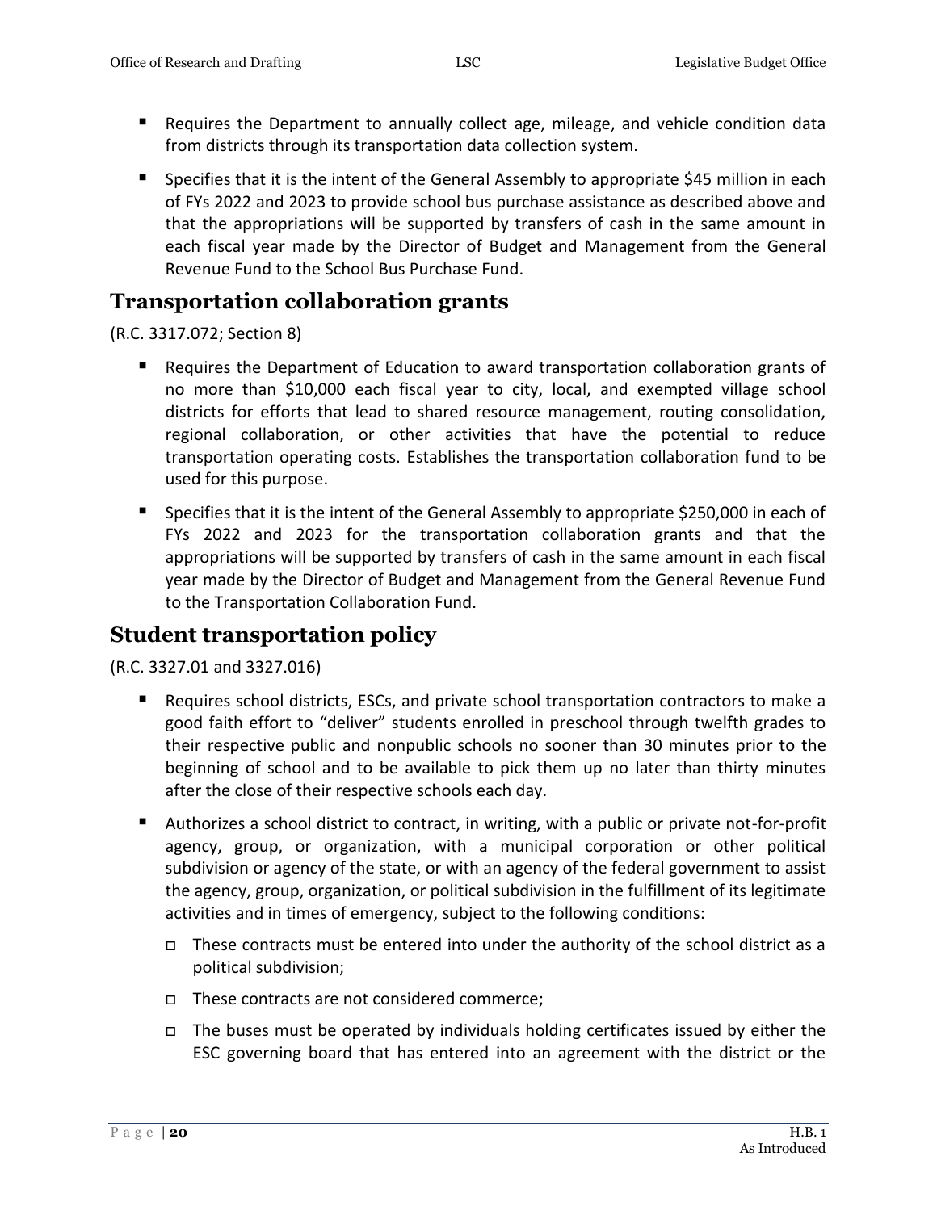- Requires the Department to annually collect age, mileage, and vehicle condition data from districts through its transportation data collection system.
- Specifies that it is the intent of the General Assembly to appropriate $45 million in each of FYs 2022 and 2023 to provide school bus purchase assistance as described above and that the appropriations will be supported by transfers of cash in the same amount in each fiscal year made by the Director of Budget and Management from the General Revenue Fund to the School Bus Purchase Fund.

## Transportation collaboration grants

(R.C. 3317.072; Section 8)

- Requires the Department of Education to award transportation collaboration grants of no more than $10,000 each fiscal year to city, local, and exempted village school districts for efforts that lead to shared resource management, routing consolidation, regional collaboration, or other activities that have the potential to reduce transportation operating costs. Establishes the transportation collaboration fund to be used for this purpose.
- Specifies that it is the intent of the General Assembly to appropriate $250,000 in each of FYs 2022 and 2023 for the transportation collaboration grants and that the appropriations will be supported by transfers of cash in the same amount in each fiscal year made by the Director of Budget and Management from the General Revenue Fund to the Transportation Collaboration Fund.

## Student transportation policy

(R.C. 3327.01 and 3327.016)

- Requires school districts, ESCs, and private school transportation contractors to make a good faith effort to "deliver" students enrolled in preschool through twelfth grades to their respective public and nonpublic schools no sooner than 30 minutes prior to the beginning of school and to be available to pick them up no later than thirty minutes after the close of their respective schools each day.
- Authorizes a school district to contract, in writing, with a public or private not-for-profit agency, group, or organization, with a municipal corporation or other political subdivision or agency of the state, or with an agency of the federal government to assist the agency, group, organization, or political subdivision in the fulfillment of its legitimate activities and in times of emergency, subject to the following conditions:
  - These contracts must be entered into under the authority of the school district as a political subdivision;
  - These contracts are not considered commerce;
  - The buses must be operated by individuals holding certificates issued by either the ESC governing board that has entered into an agreement with the district or the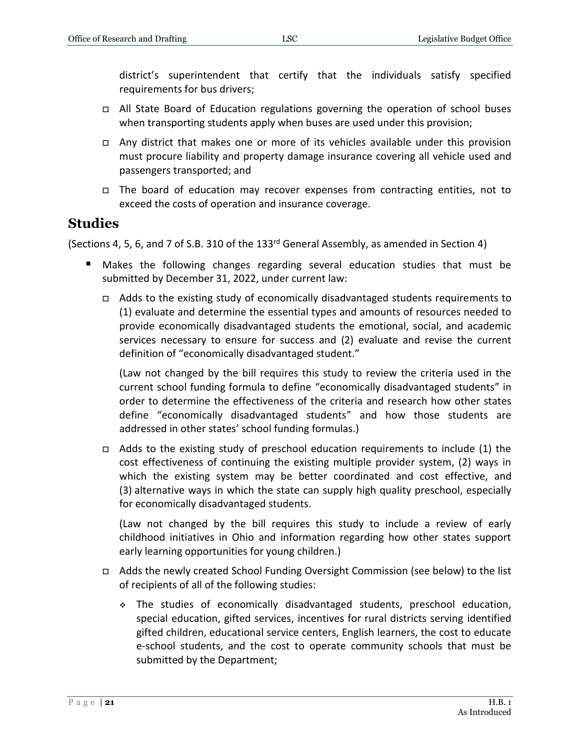district's superintendent that certify that the individuals satisfy specified requirements for bus drivers;

- All State Board of Education regulations governing the operation of school buses when transporting students apply when buses are used under this provision;
- Any district that makes one or more of its vehicles available under this provision must procure liability and property damage insurance covering all vehicle used and passengers transported; and
- The board of education may recover expenses from contracting entities, not to exceed the costs of operation and insurance coverage.

## Studies

(Sections 4, 5, 6, and 7 of S.B. 310 of the 133rd General Assembly, as amended in Section 4)

- Makes the following changes regarding several education studies that must be submitted by December 31, 2022, under current law:
  - Adds to the existing study of economically disadvantaged students requirements to (1) evaluate and determine the essential types and amounts of resources needed to provide economically disadvantaged students the emotional, social, and academic services necessary to ensure for success and (2) evaluate and revise the current definition of "economically disadvantaged student."

    (Law not changed by the bill requires this study to review the criteria used in the current school funding formula to define "economically disadvantaged students" in order to determine the effectiveness of the criteria and research how other states define "economically disadvantaged students" and how those students are addressed in other states' school funding formulas.)

  - Adds to the existing study of preschool education requirements to include (1) the cost effectiveness of continuing the existing multiple provider system, (2) ways in which the existing system may be better coordinated and cost effective, and (3) alternative ways in which the state can supply high quality preschool, especially for economically disadvantaged students.

    (Law not changed by the bill requires this study to include a review of early childhood initiatives in Ohio and information regarding how other states support early learning opportunities for young children.)

  - Adds the newly created School Funding Oversight Commission (see below) to the list of recipients of all of the following studies:
    - The studies of economically disadvantaged students, preschool education, special education, gifted services, incentives for rural districts serving identified gifted children, educational service centers, English learners, the cost to educate e-school students, and the cost to operate community schools that must be submitted by the Department;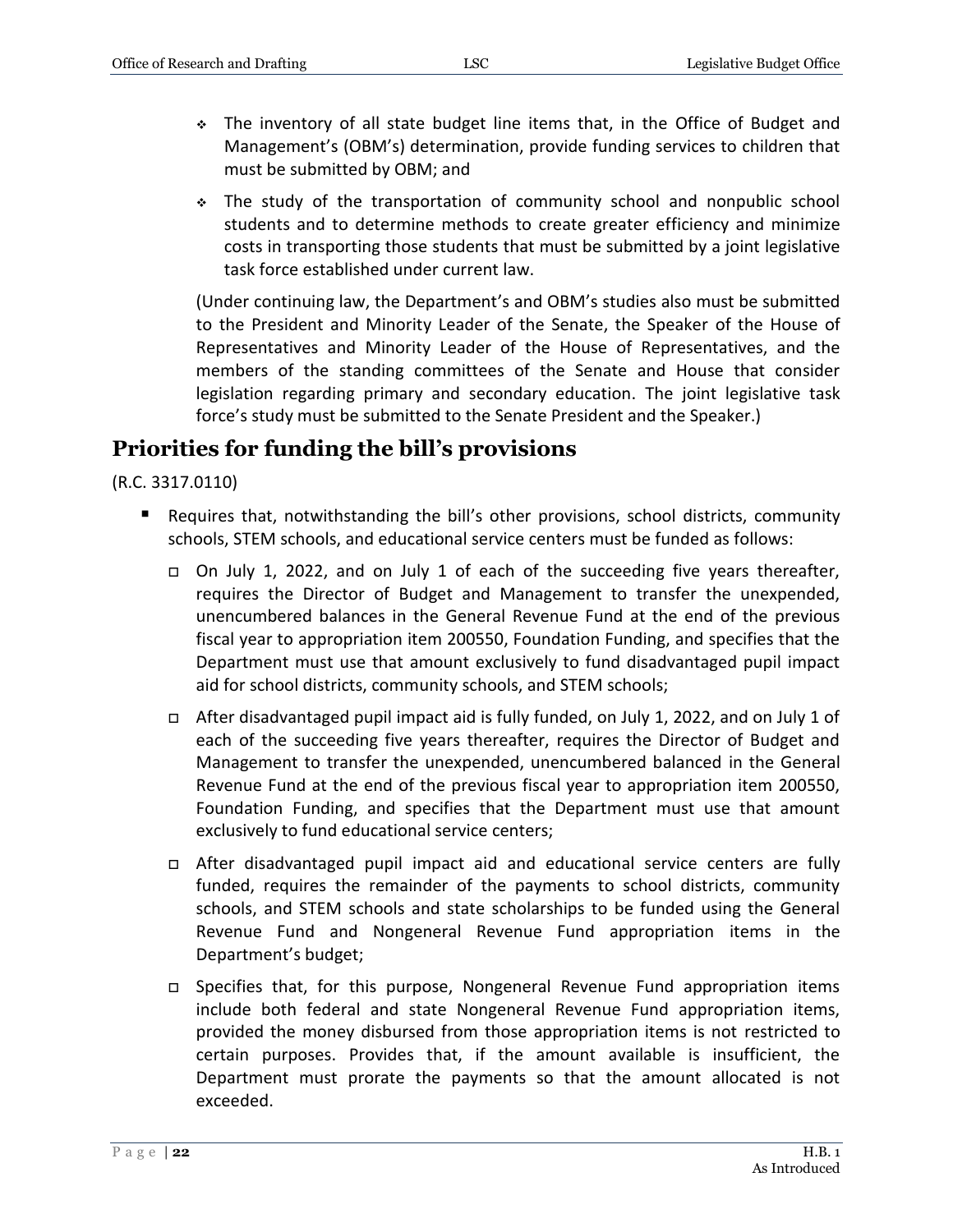- The inventory of all state budget line items that, in the Office of Budget and Management's (OBM's) determination, provide funding services to children that must be submitted by OBM; and
- The study of the transportation of community school and nonpublic school students and to determine methods to create greater efficiency and minimize costs in transporting those students that must be submitted by a joint legislative task force established under current law.

(Under continuing law, the Department's and OBM's studies also must be submitted to the President and Minority Leader of the Senate, the Speaker of the House of Representatives and Minority Leader of the House of Representatives, and the members of the standing committees of the Senate and House that consider legislation regarding primary and secondary education. The joint legislative task force's study must be submitted to the Senate President and the Speaker.)

## Priorities for funding the bill's provisions

(R.C. 3317.0110)

- Requires that, notwithstanding the bill's other provisions, school districts, community schools, STEM schools, and educational service centers must be funded as follows:
  - On July 1, 2022, and on July 1 of each of the succeeding five years thereafter, requires the Director of Budget and Management to transfer the unexpended, unencumbered balances in the General Revenue Fund at the end of the previous fiscal year to appropriation item 200550, Foundation Funding, and specifies that the Department must use that amount exclusively to fund disadvantaged pupil impact aid for school districts, community schools, and STEM schools;
  - After disadvantaged pupil impact aid is fully funded, on July 1, 2022, and on July 1 of each of the succeeding five years thereafter, requires the Director of Budget and Management to transfer the unexpended, unencumbered balanced in the General Revenue Fund at the end of the previous fiscal year to appropriation item 200550, Foundation Funding, and specifies that the Department must use that amount exclusively to fund educational service centers;
  - After disadvantaged pupil impact aid and educational service centers are fully funded, requires the remainder of the payments to school districts, community schools, and STEM schools and state scholarships to be funded using the General Revenue Fund and Nongeneral Revenue Fund appropriation items in the Department's budget;
  - Specifies that, for this purpose, Nongeneral Revenue Fund appropriation items include both federal and state Nongeneral Revenue Fund appropriation items, provided the money disbursed from those appropriation items is not restricted to certain purposes. Provides that, if the amount available is insufficient, the Department must prorate the payments so that the amount allocated is not exceeded.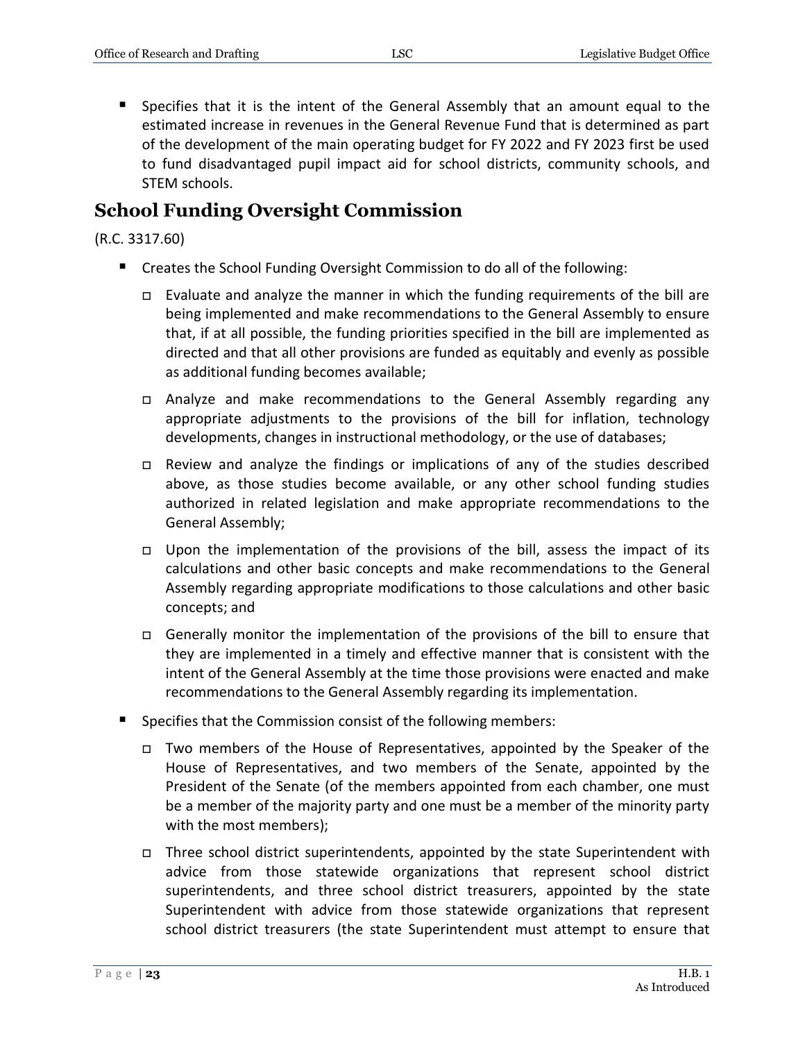- Specifies that it is the intent of the General Assembly that an amount equal to the estimated increase in revenues in the General Revenue Fund that is determined as part of the development of the main operating budget for FY 2022 and FY 2023 first be used to fund disadvantaged pupil impact aid for school districts, community schools, and STEM schools.

## School Funding Oversight Commission

(R.C. 3317.60)

- Creates the School Funding Oversight Commission to do all of the following:
  - Evaluate and analyze the manner in which the funding requirements of the bill are being implemented and make recommendations to the General Assembly to ensure that, if at all possible, the funding priorities specified in the bill are implemented as directed and that all other provisions are funded as equitably and evenly as possible as additional funding becomes available;
  - Analyze and make recommendations to the General Assembly regarding any appropriate adjustments to the provisions of the bill for inflation, technology developments, changes in instructional methodology, or the use of databases;
  - Review and analyze the findings or implications of any of the studies described above, as those studies become available, or any other school funding studies authorized in related legislation and make appropriate recommendations to the General Assembly;
  - Upon the implementation of the provisions of the bill, assess the impact of its calculations and other basic concepts and make recommendations to the General Assembly regarding appropriate modifications to those calculations and other basic concepts; and
  - Generally monitor the implementation of the provisions of the bill to ensure that they are implemented in a timely and effective manner that is consistent with the intent of the General Assembly at the time those provisions were enacted and make recommendations to the General Assembly regarding its implementation.
- Specifies that the Commission consist of the following members:
  - Two members of the House of Representatives, appointed by the Speaker of the House of Representatives, and two members of the Senate, appointed by the President of the Senate (of the members appointed from each chamber, one must be a member of the majority party and one must be a member of the minority party with the most members);
  - Three school district superintendents, appointed by the state Superintendent with advice from those statewide organizations that represent school district superintendents, and three school district treasurers, appointed by the state Superintendent with advice from those statewide organizations that represent school district treasurers (the state Superintendent must attempt to ensure that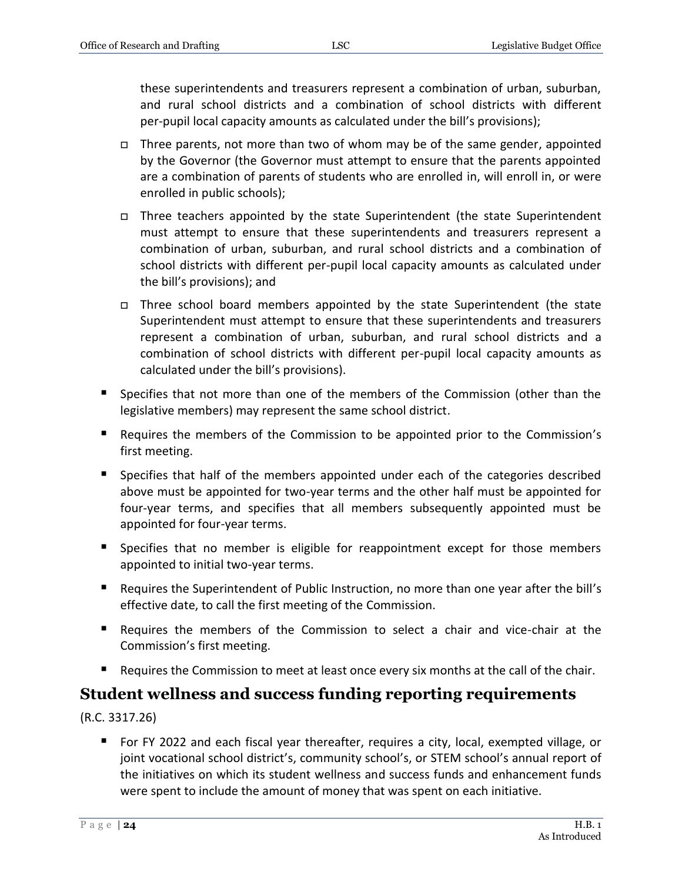these superintendents and treasurers represent a combination of urban, suburban, and rural school districts and a combination of school districts with different per-pupil local capacity amounts as calculated under the bill's provisions);

- Three parents, not more than two of whom may be of the same gender, appointed by the Governor (the Governor must attempt to ensure that the parents appointed are a combination of parents of students who are enrolled in, will enroll in, or were enrolled in public schools);
- Three teachers appointed by the state Superintendent (the state Superintendent must attempt to ensure that these superintendents and treasurers represent a combination of urban, suburban, and rural school districts and a combination of school districts with different per-pupil local capacity amounts as calculated under the bill's provisions); and
- Three school board members appointed by the state Superintendent (the state Superintendent must attempt to ensure that these superintendents and treasurers represent a combination of urban, suburban, and rural school districts and a combination of school districts with different per-pupil local capacity amounts as calculated under the bill's provisions).

- Specifies that not more than one of the members of the Commission (other than the legislative members) may represent the same school district.
- Requires the members of the Commission to be appointed prior to the Commission's first meeting.
- Specifies that half of the members appointed under each of the categories described above must be appointed for two-year terms and the other half must be appointed for four-year terms, and specifies that all members subsequently appointed must be appointed for four-year terms.
- Specifies that no member is eligible for reappointment except for those members appointed to initial two-year terms.
- Requires the Superintendent of Public Instruction, no more than one year after the bill's effective date, to call the first meeting of the Commission.
- Requires the members of the Commission to select a chair and vice-chair at the Commission's first meeting.
- Requires the Commission to meet at least once every six months at the call of the chair.

## Student wellness and success funding reporting requirements

(R.C. 3317.26)

- For FY 2022 and each fiscal year thereafter, requires a city, local, exempted village, or joint vocational school district's, community school's, or STEM school's annual report of the initiatives on which its student wellness and success funds and enhancement funds were spent to include the amount of money that was spent on each initiative.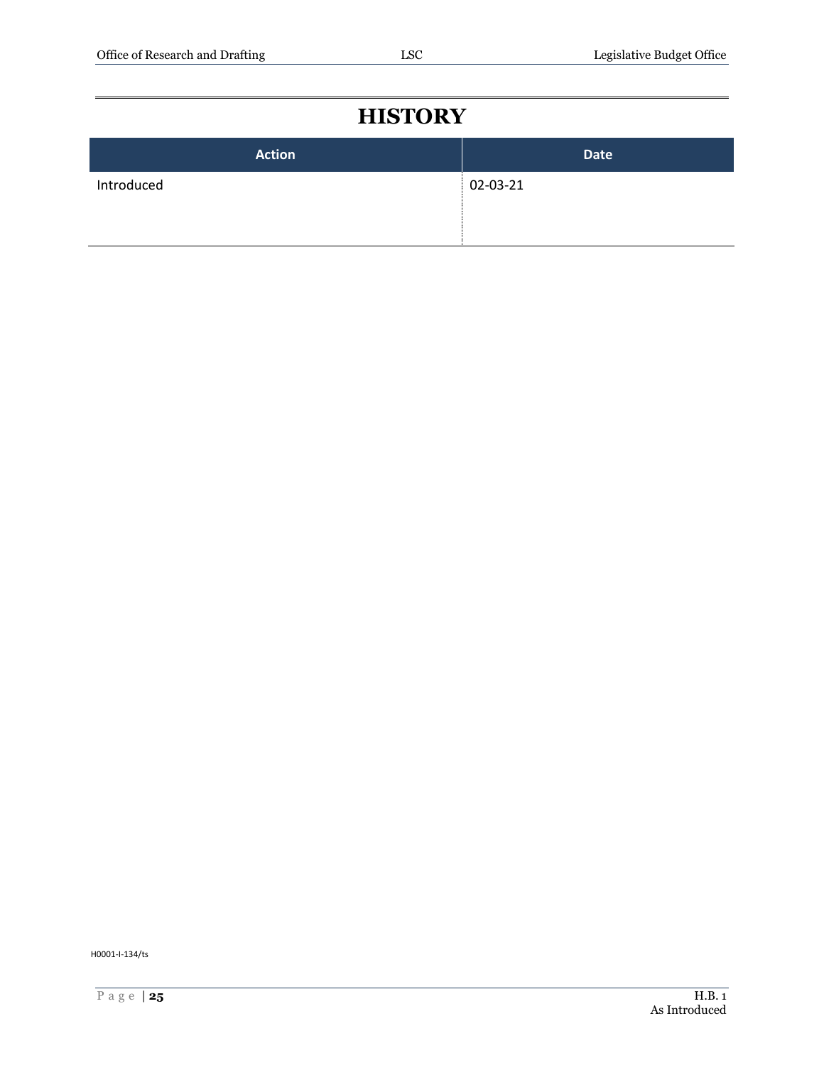# HISTORY

| Action | Date |
| --- | --- |
| Introduced | 02-03-21 |

H0001-I-134/ts